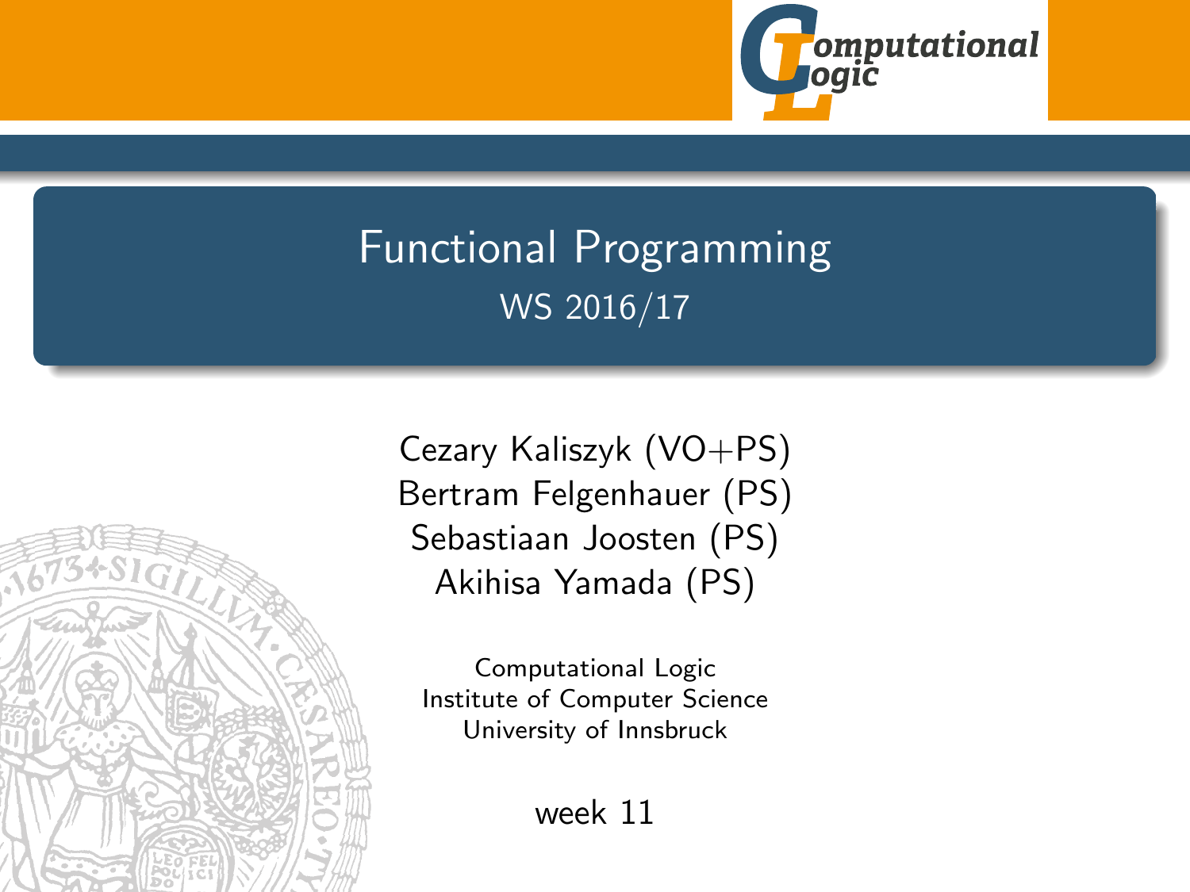# Functional Programming

WS 2016/17

Cezary Kaliszyk (VO+PS)
Bertram Felgenhauer (PS)
Sebastiaan Joosten (PS)
Akihisa Yamada (PS)

Computational Logic
Institute of Computer Science
University of Innsbruck

week 11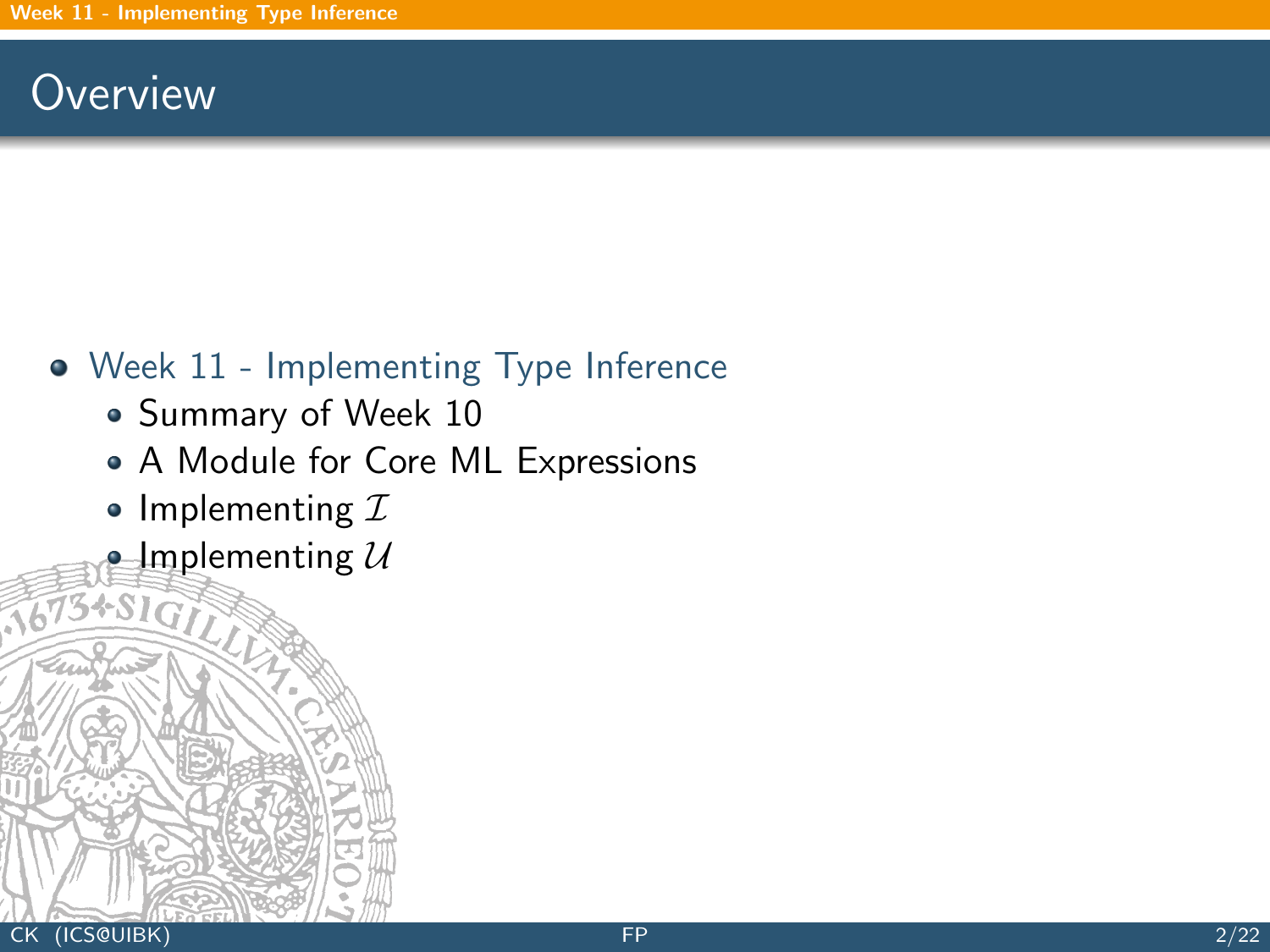# Overview

- Week 11 - Implementing Type Inference
  - Summary of Week 10
  - A Module for Core ML Expressions
  - Implementing $\mathcal{I}$
  - Implementing $\mathcal{U}$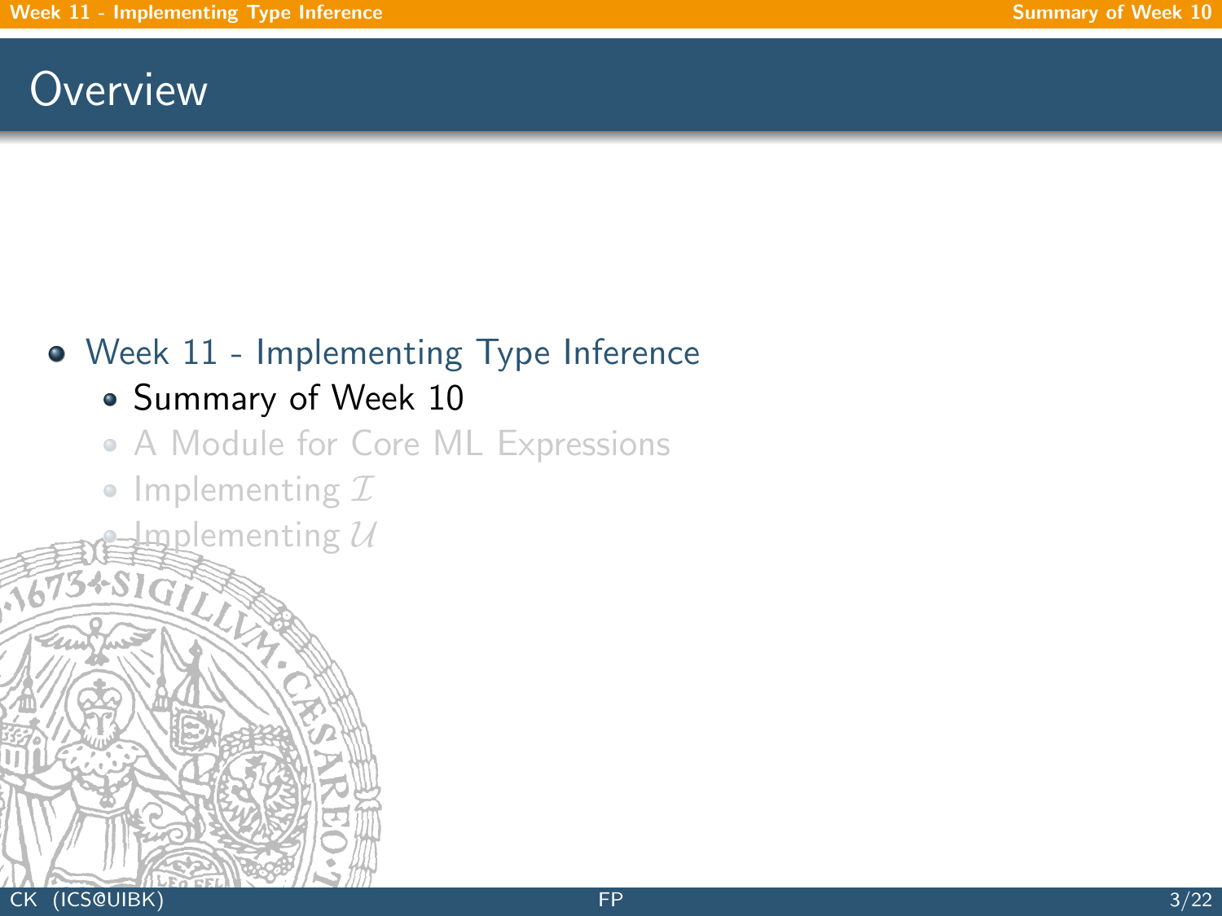# Overview

- Week 11 - Implementing Type Inference
  - Summary of Week 10
  - A Module for Core ML Expressions
  - Implementing $\mathcal{I}$
  - Implementing $\mathcal{U}$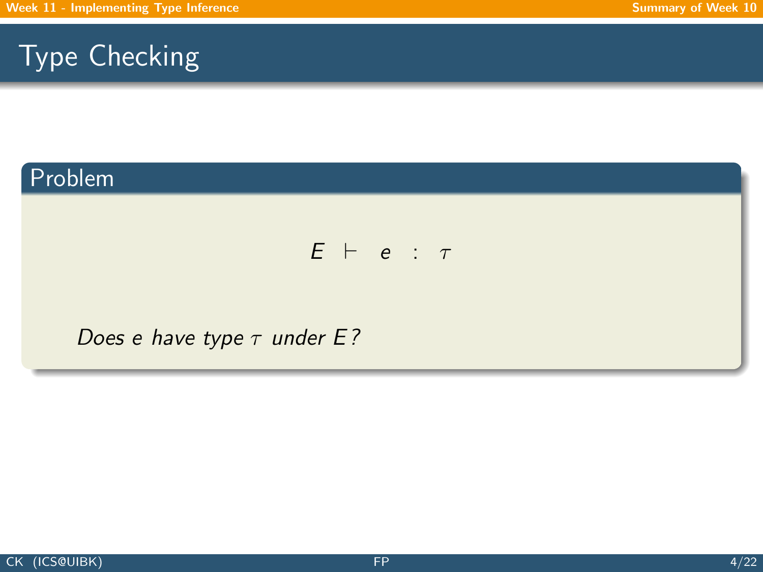# Type Checking

## Problem

$$E \vdash e : \tau$$

*Does $e$ have type $\tau$ under $E$?*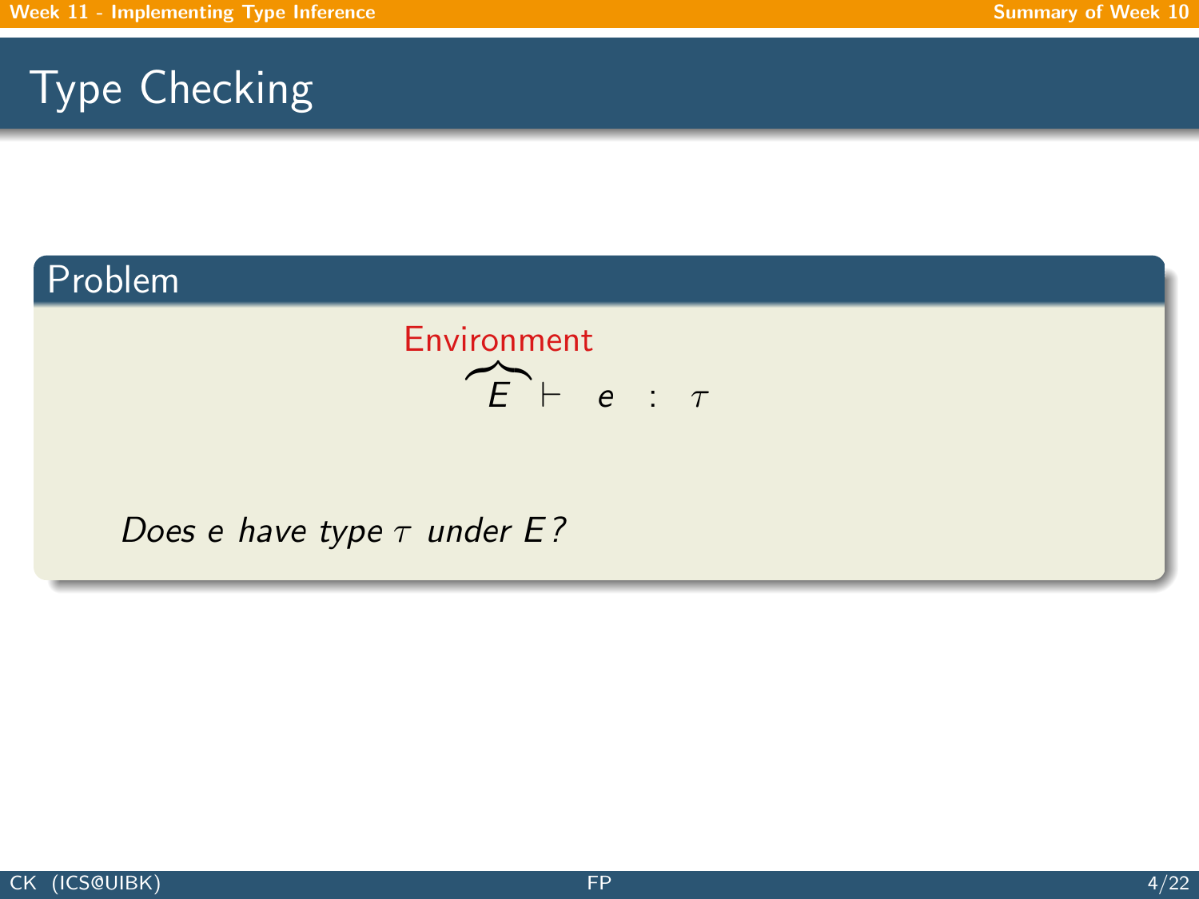# Type Checking

## Problem

$$\overbrace{E}^{\text{Environment}} \vdash e : \tau$$

*Does e have type $\tau$ under E?*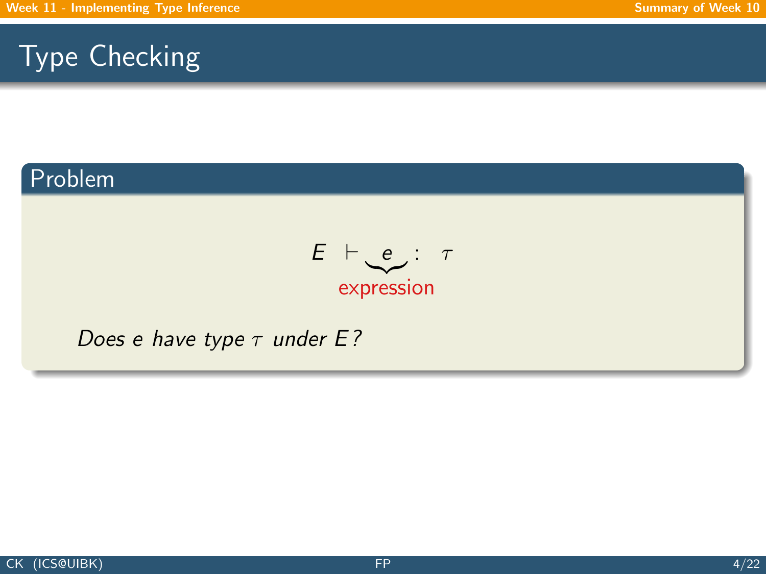# Type Checking

## Problem

$$E \vdash \underbrace{e}_{\text{expression}} : \tau$$

*Does $e$ have type $\tau$ under $E$?*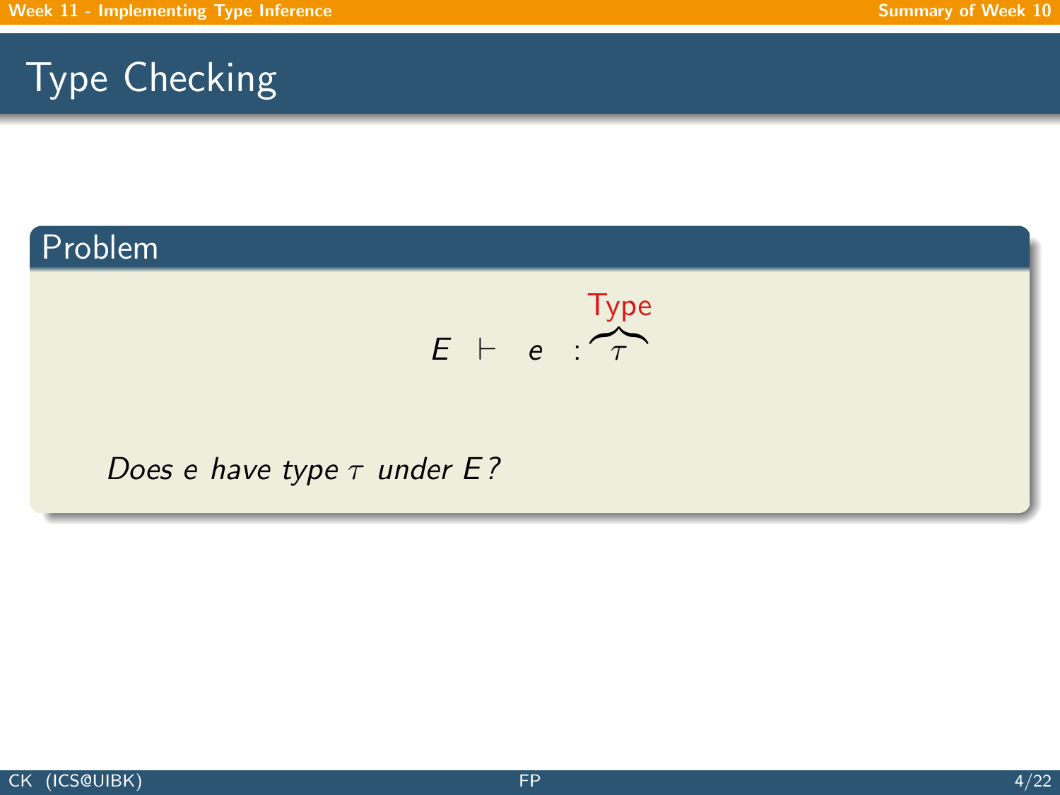# Type Checking

## Problem

$$E \vdash e : \overbrace{\tau}^{\text{Type}}$$

*Does $e$ have type $\tau$ under $E$?*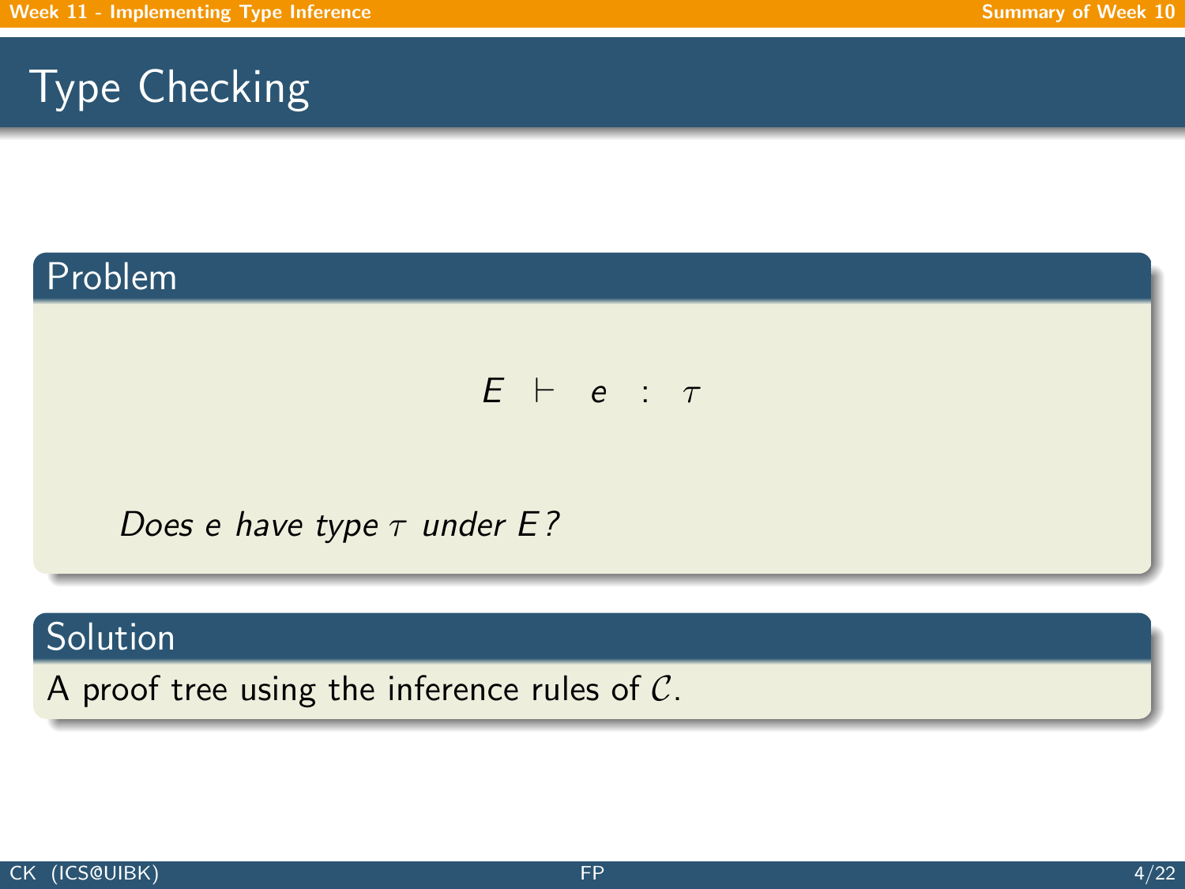# Type Checking

## Problem

$$E \;\vdash\; e \;:\; \tau$$

*Does $e$ have type $\tau$ under $E$?*

## Solution

A proof tree using the inference rules of $\mathcal{C}$.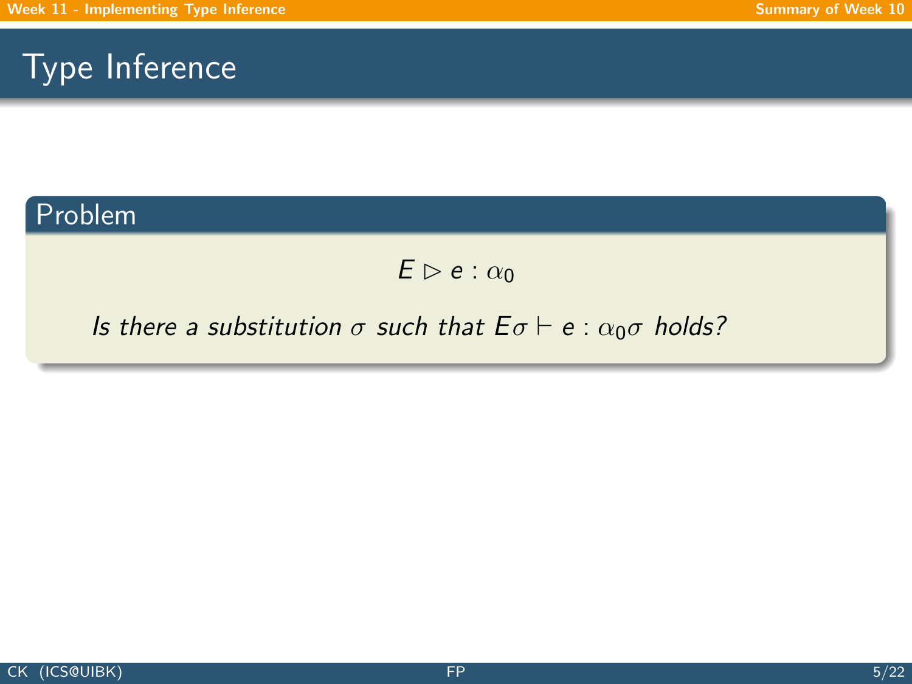# Type Inference

## Problem

$$E \triangleright e : \alpha_0$$

*Is there a substitution $\sigma$ such that $E\sigma \vdash e : \alpha_0\sigma$ holds?*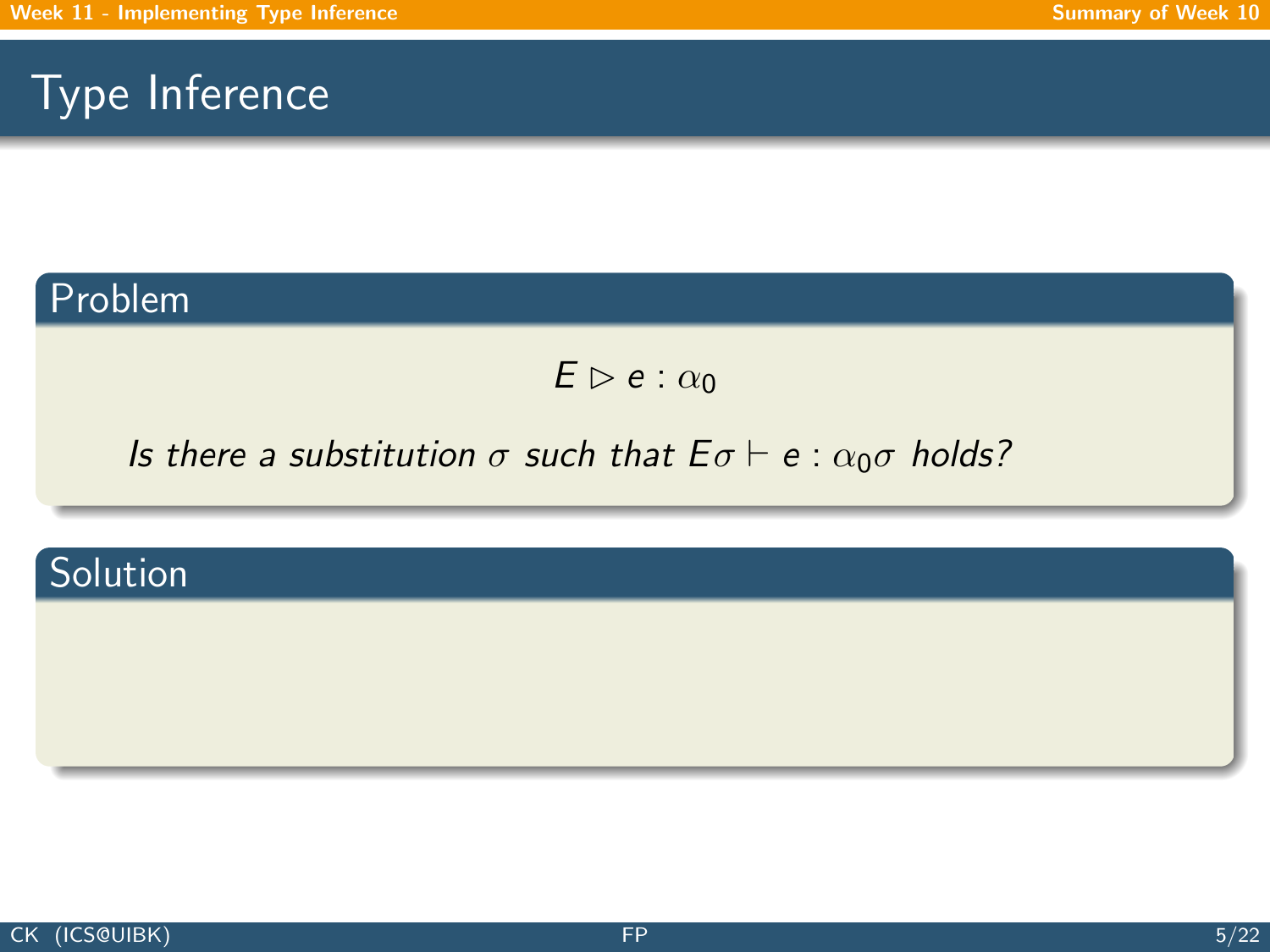# Type Inference

## Problem

$$E \triangleright e : \alpha_0$$

*Is there a substitution $\sigma$ such that $E\sigma \vdash e : \alpha_0\sigma$ holds?*

## Solution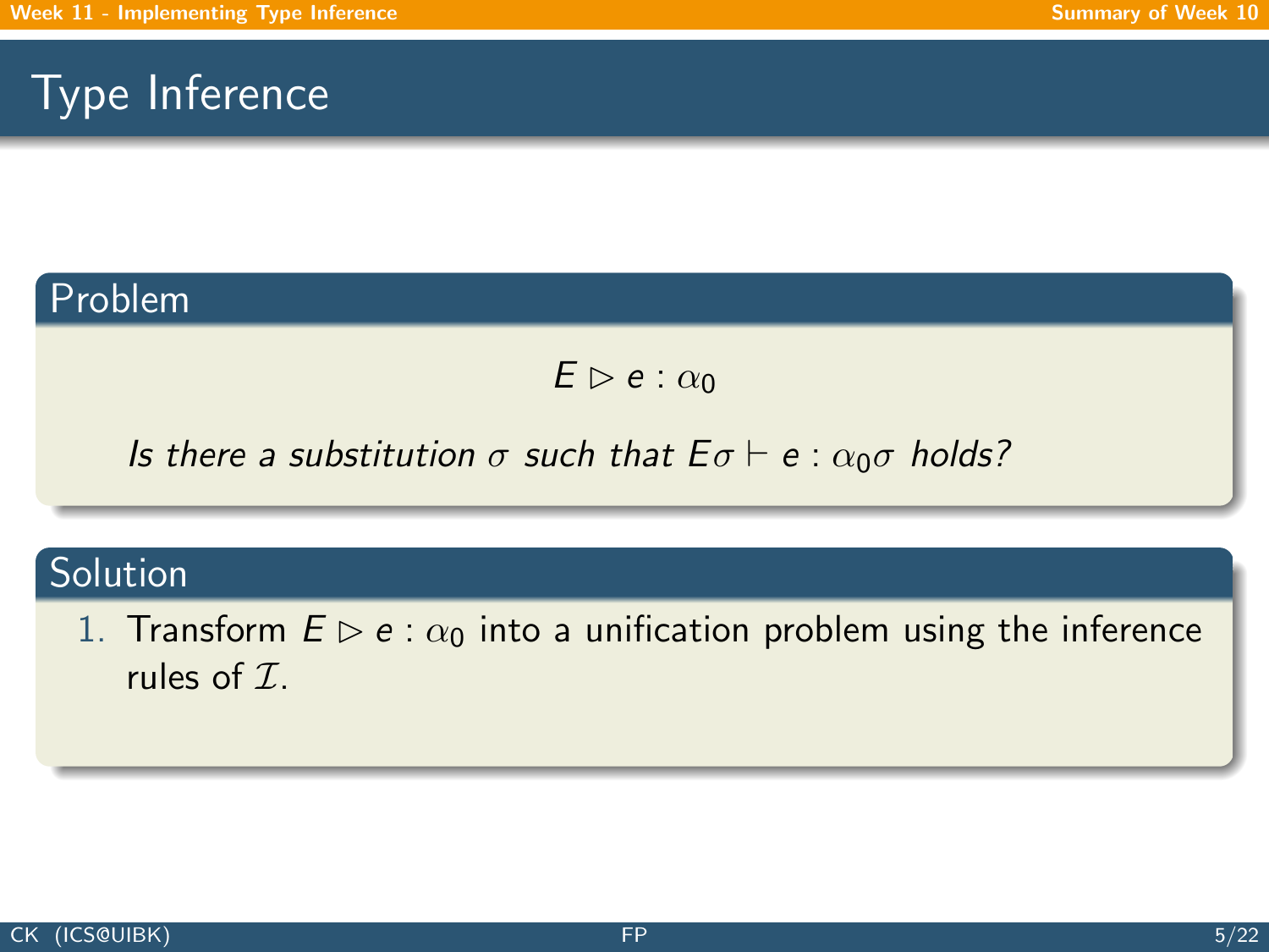# Type Inference

## Problem

$$E \triangleright e : \alpha_0$$

*Is there a substitution $\sigma$ such that $E\sigma \vdash e : \alpha_0\sigma$ holds?*

## Solution

1. Transform $E \triangleright e : \alpha_0$ into a unification problem using the inference rules of $\mathcal{I}$.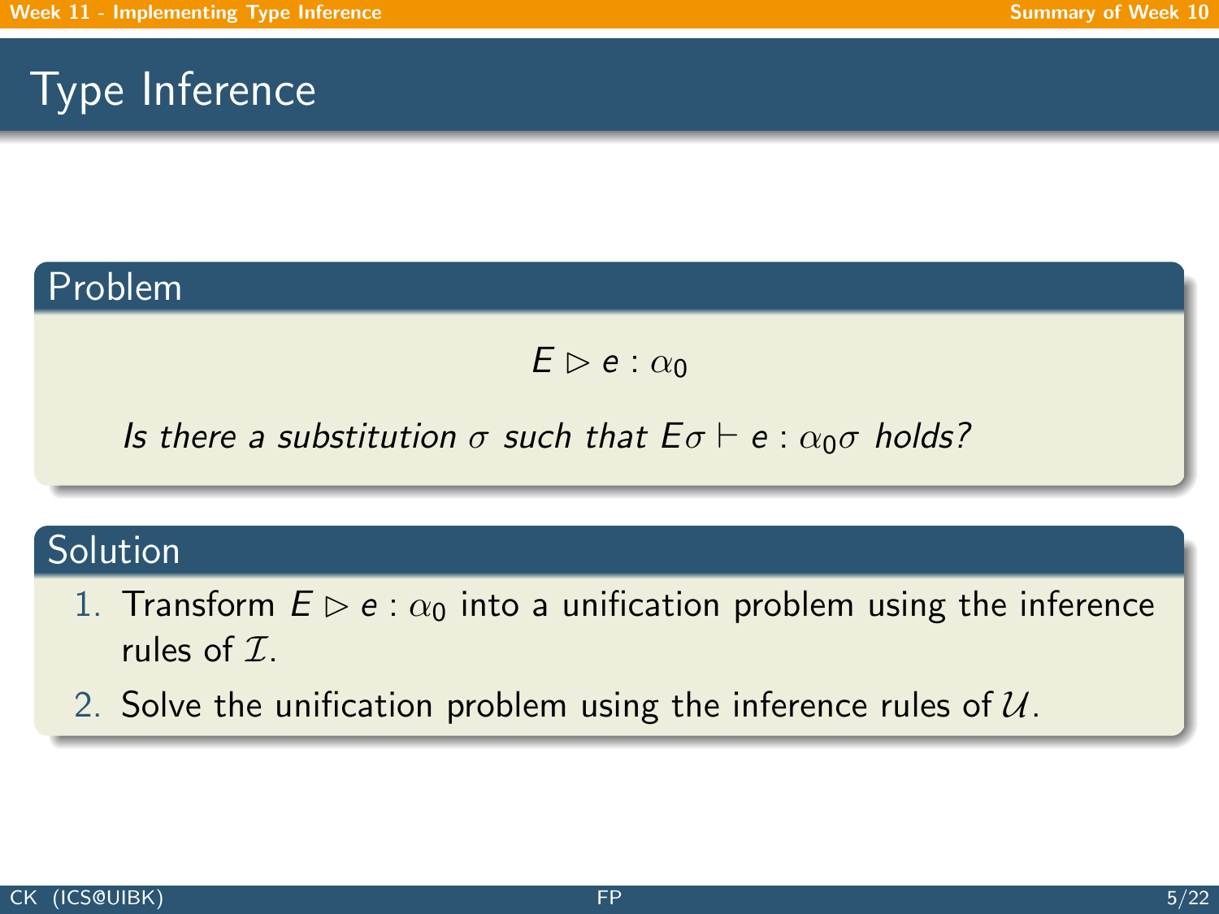# Type Inference

## Problem

$$E \triangleright e : \alpha_0$$

*Is there a substitution $\sigma$ such that $E\sigma \vdash e : \alpha_0\sigma$ holds?*

## Solution

1. Transform $E \triangleright e : \alpha_0$ into a unification problem using the inference rules of $\mathcal{I}$.
2. Solve the unification problem using the inference rules of $\mathcal{U}$.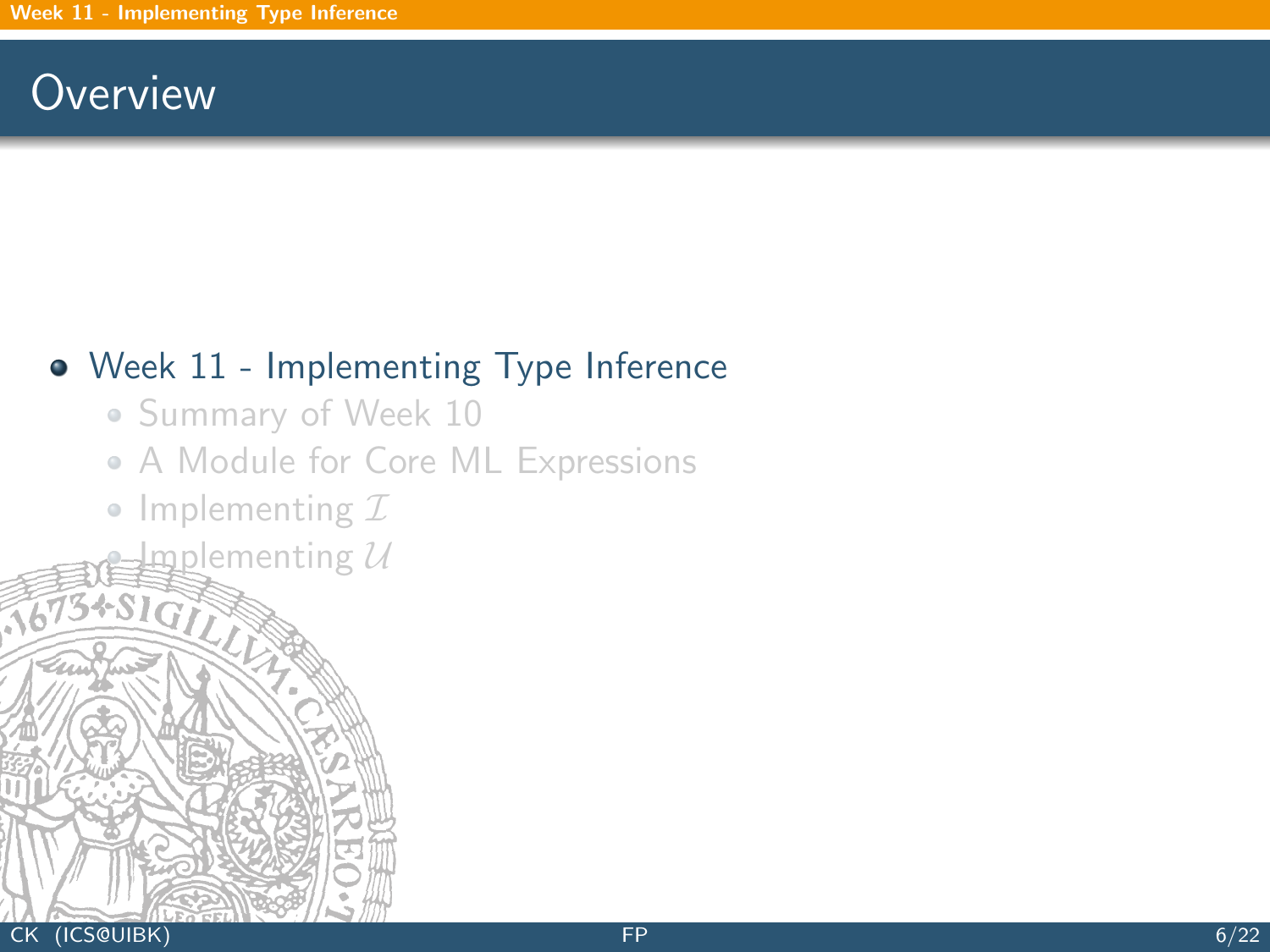# Overview

- Week 11 - Implementing Type Inference
  - Summary of Week 10
  - A Module for Core ML Expressions
  - Implementing $\mathcal{I}$
  - Implementing $\mathcal{U}$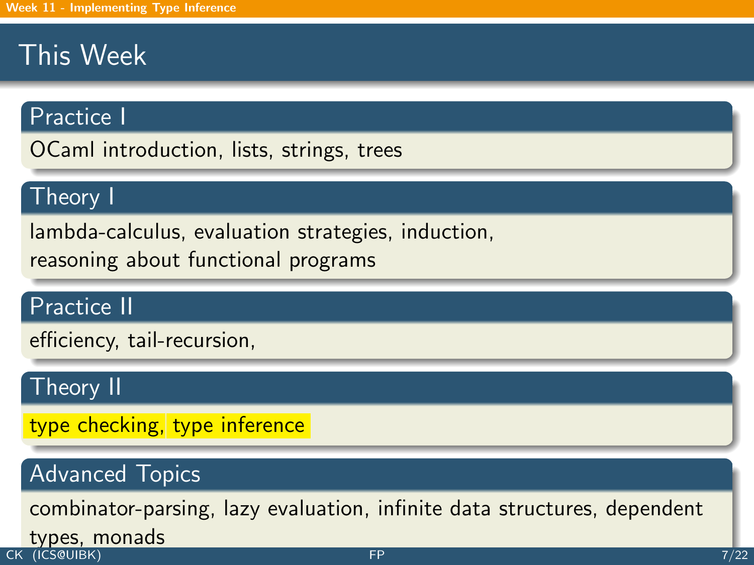# This Week

## Practice I

OCaml introduction, lists, strings, trees

## Theory I

lambda-calculus, evaluation strategies, induction,
reasoning about functional programs

## Practice II

efficiency, tail-recursion,

## Theory II

type checking, type inference

## Advanced Topics

combinator-parsing, lazy evaluation, infinite data structures, dependent types, monads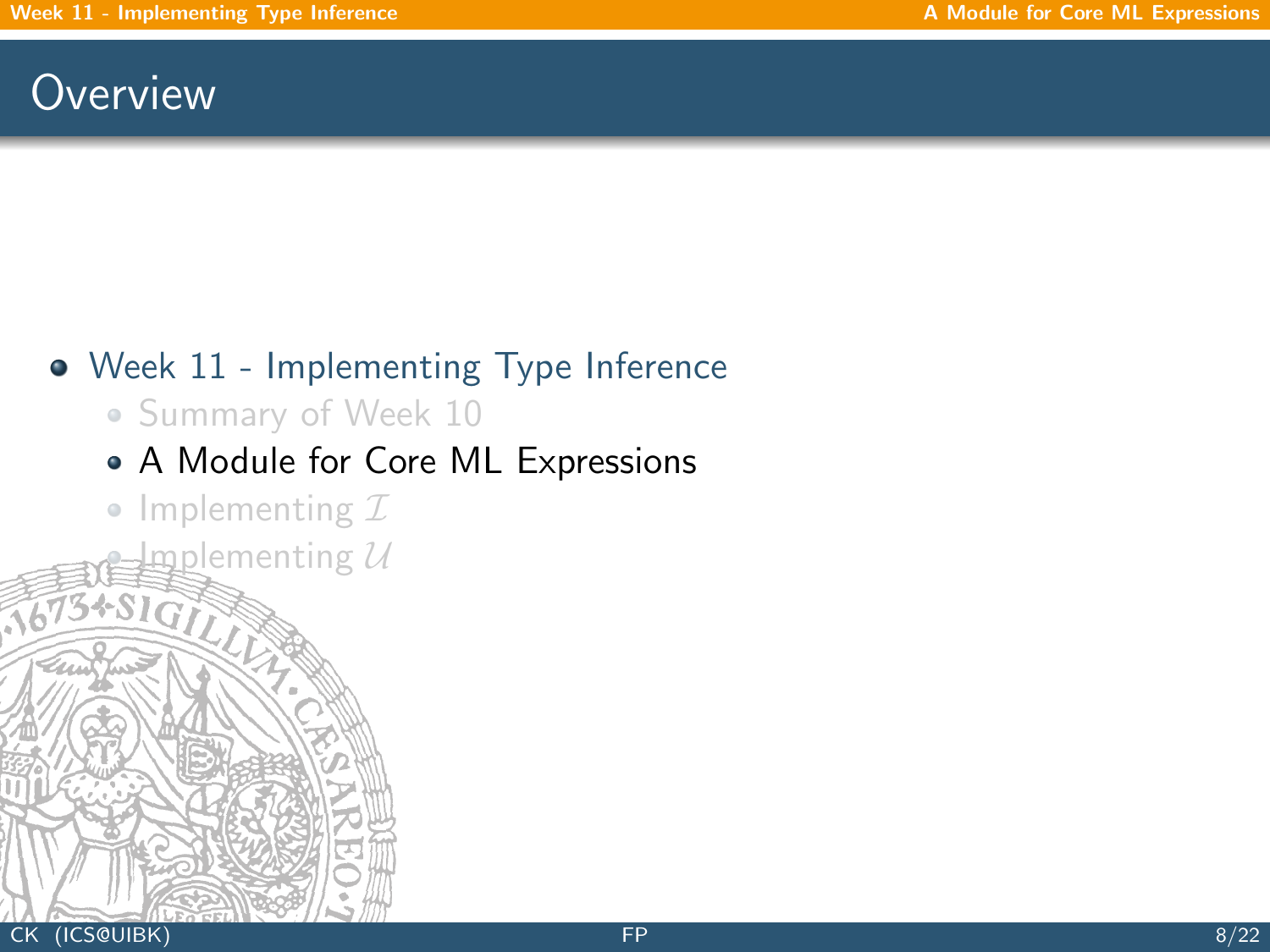# Overview

- Week 11 - Implementing Type Inference
  - Summary of Week 10
  - A Module for Core ML Expressions
  - Implementing $\mathcal{I}$
  - Implementing $\mathcal{U}$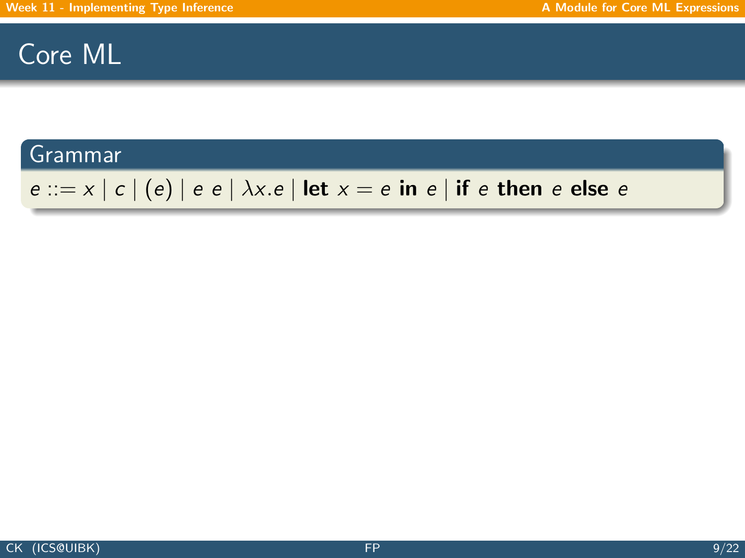# Core ML

## Grammar

$$e ::= x \mid c \mid (e) \mid e\ e \mid \lambda x.e \mid \textbf{let}\ x = e\ \textbf{in}\ e \mid \textbf{if}\ e\ \textbf{then}\ e\ \textbf{else}\ e$$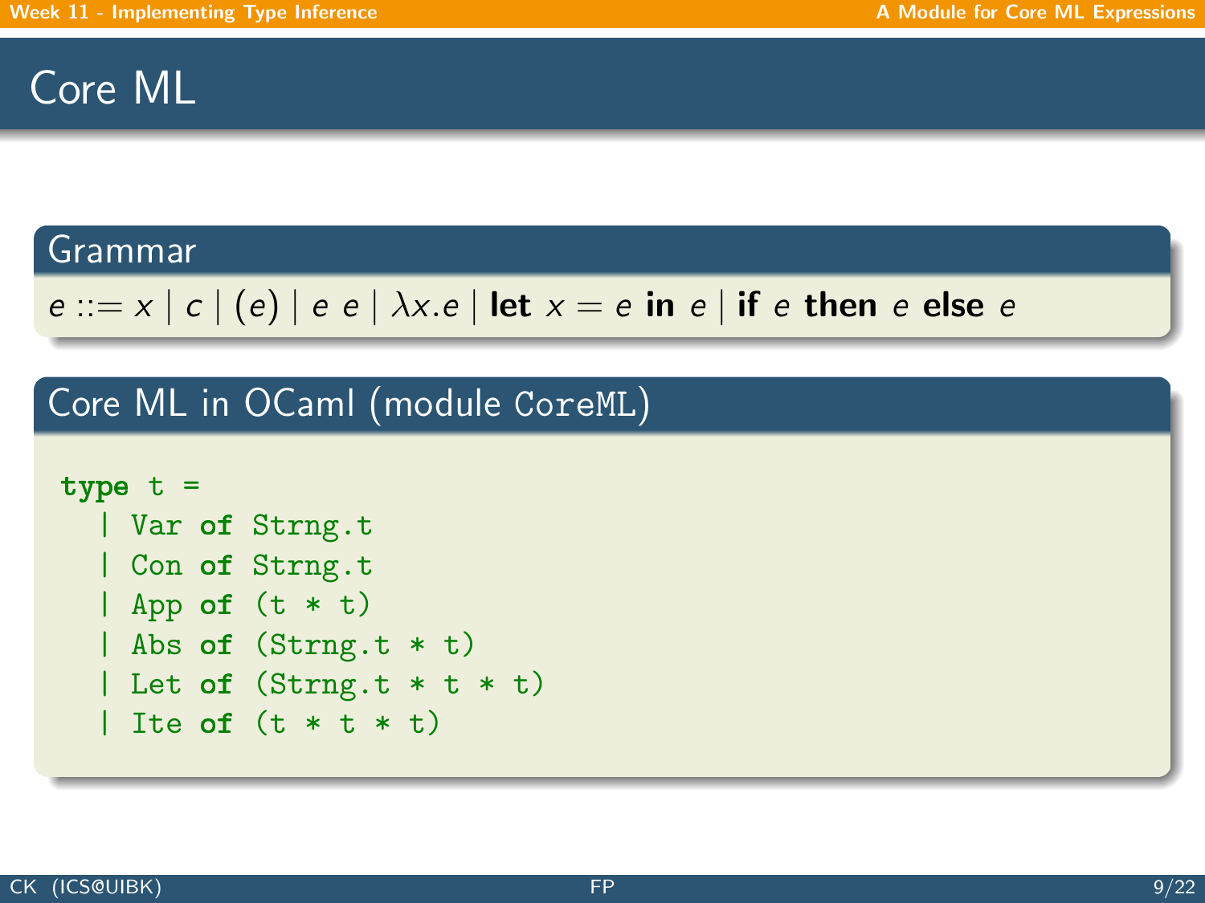# Core ML

## Grammar

$$e ::= x \mid c \mid (e) \mid e\ e \mid \lambda x.e \mid \textbf{let}\ x = e\ \textbf{in}\ e \mid \textbf{if}\ e\ \textbf{then}\ e\ \textbf{else}\ e$$

## Core ML in OCaml (module CoreML)

```
type t =
  | Var of Strng.t
  | Con of Strng.t
  | App of (t * t)
  | Abs of (Strng.t * t)
  | Let of (Strng.t * t * t)
  | Ite of (t * t * t)
```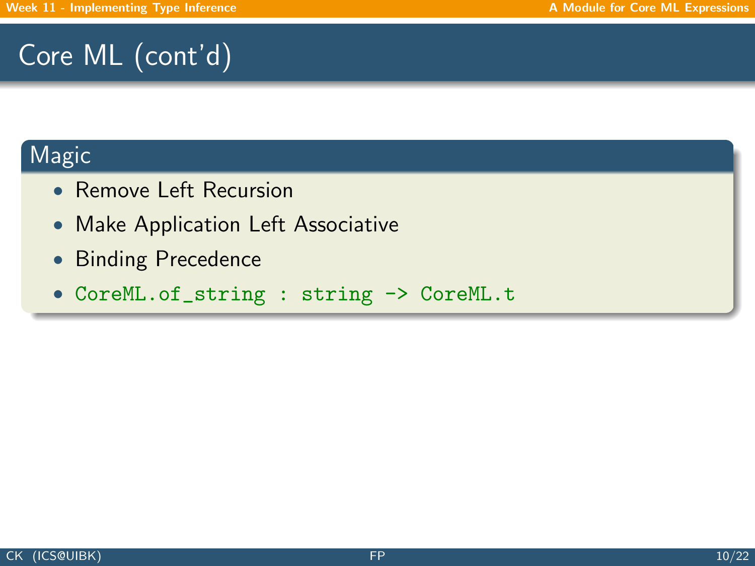# Core ML (cont'd)

## Magic

- Remove Left Recursion
- Make Application Left Associative
- Binding Precedence
- `CoreML.of_string : string -> CoreML.t`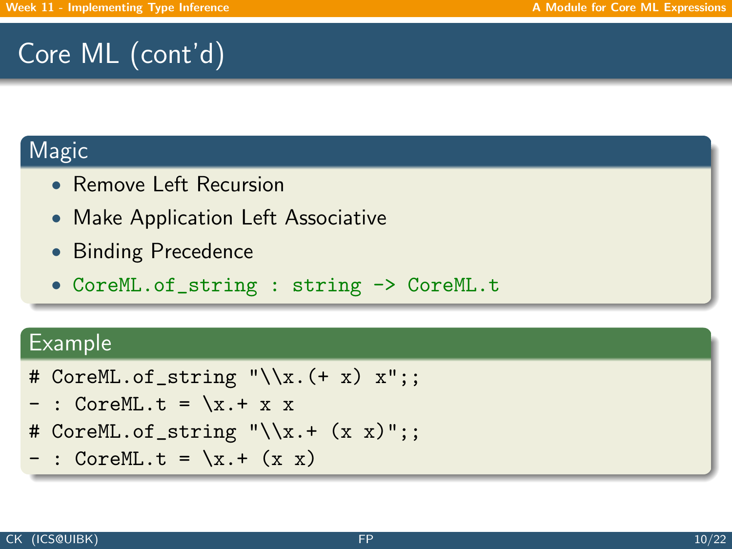# Core ML (cont'd)

## Magic

- Remove Left Recursion
- Make Application Left Associative
- Binding Precedence
- `CoreML.of_string : string -> CoreML.t`

## Example

```
# CoreML.of_string "\\x.(+ x) x";;
- : CoreML.t = \x.+ x x
# CoreML.of_string "\\x.+ (x x)";;
- : CoreML.t = \x.+ (x x)
```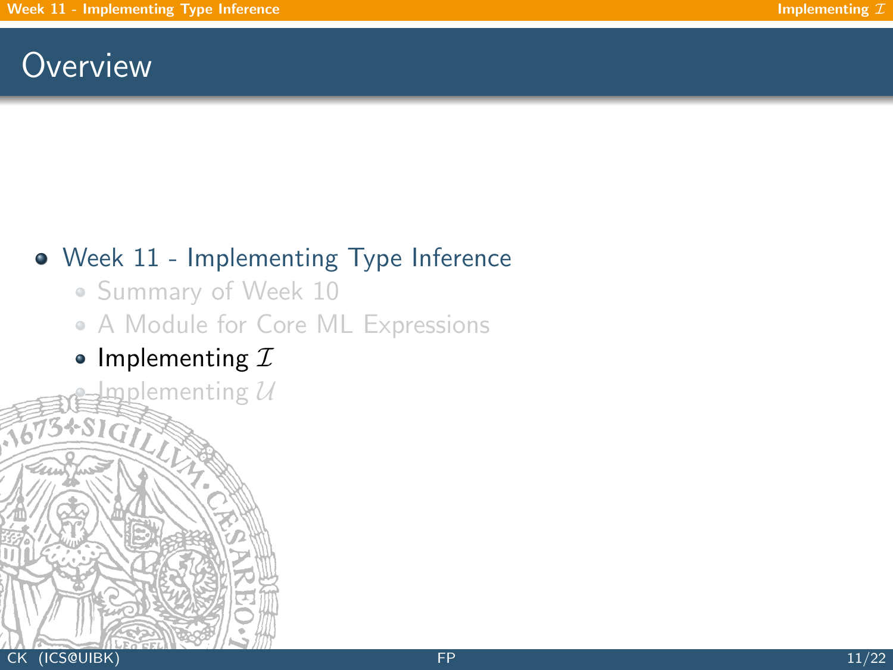# Overview

- Week 11 - Implementing Type Inference
  - Summary of Week 10
  - A Module for Core ML Expressions
  - Implementing $\mathcal{I}$
  - Implementing $\mathcal{U}$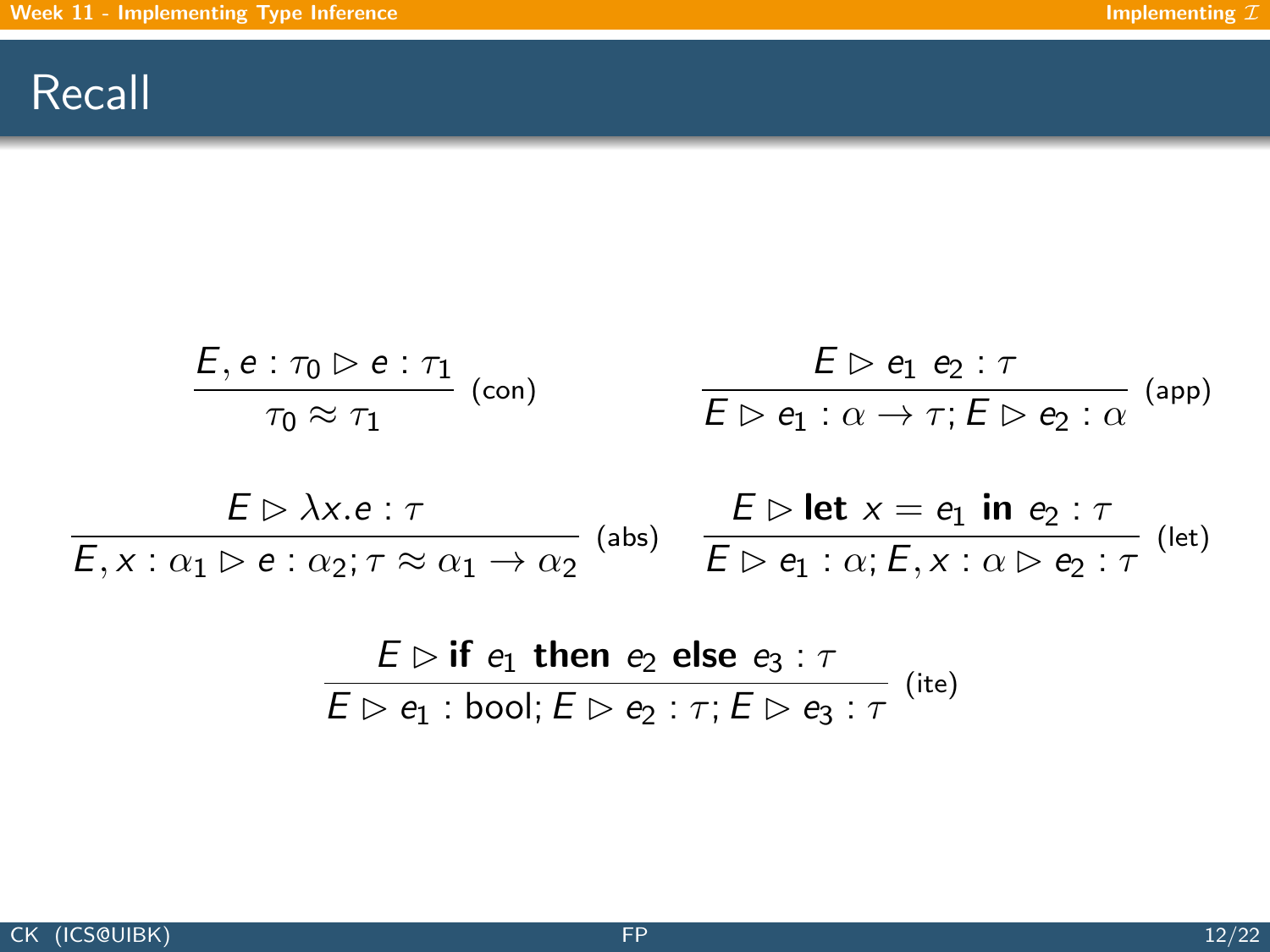# Recall

$$\frac{E, e : \tau_0 \rhd e : \tau_1}{\tau_0 \approx \tau_1} \ \text{(con)}$$

$$\frac{E \rhd e_1 \ e_2 : \tau}{E \rhd e_1 : \alpha \to \tau; E \rhd e_2 : \alpha} \ \text{(app)}$$

$$\frac{E \rhd \lambda x.e : \tau}{E, x : \alpha_1 \rhd e : \alpha_2; \tau \approx \alpha_1 \to \alpha_2} \ \text{(abs)}$$

$$\frac{E \rhd \textbf{let} \ x = e_1 \ \textbf{in} \ e_2 : \tau}{E \rhd e_1 : \alpha; E, x : \alpha \rhd e_2 : \tau} \ \text{(let)}$$

$$\frac{E \rhd \textbf{if} \ e_1 \ \textbf{then} \ e_2 \ \textbf{else} \ e_3 : \tau}{E \rhd e_1 : \text{bool}; E \rhd e_2 : \tau; E \rhd e_3 : \tau} \ \text{(ite)}$$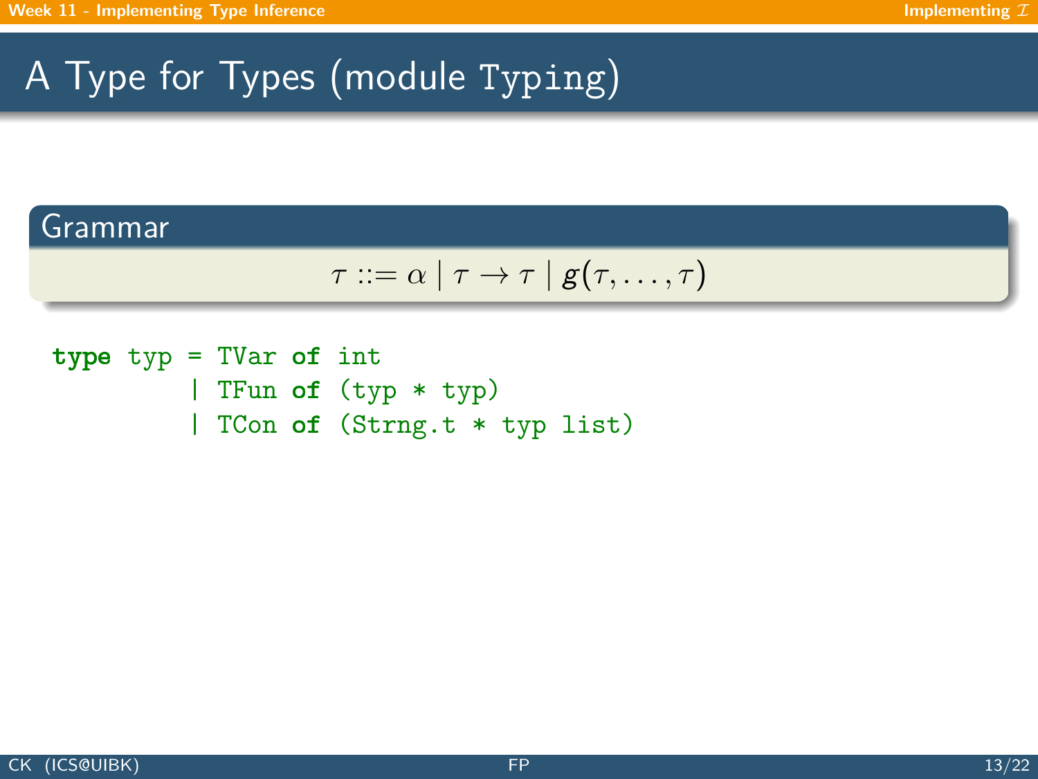# A Type for Types (module Typing)

## Grammar

$$\tau ::= \alpha \mid \tau \to \tau \mid g(\tau, \ldots, \tau)$$

```
type typ = TVar of int
         | TFun of (typ * typ)
         | TCon of (Strng.t * typ list)
```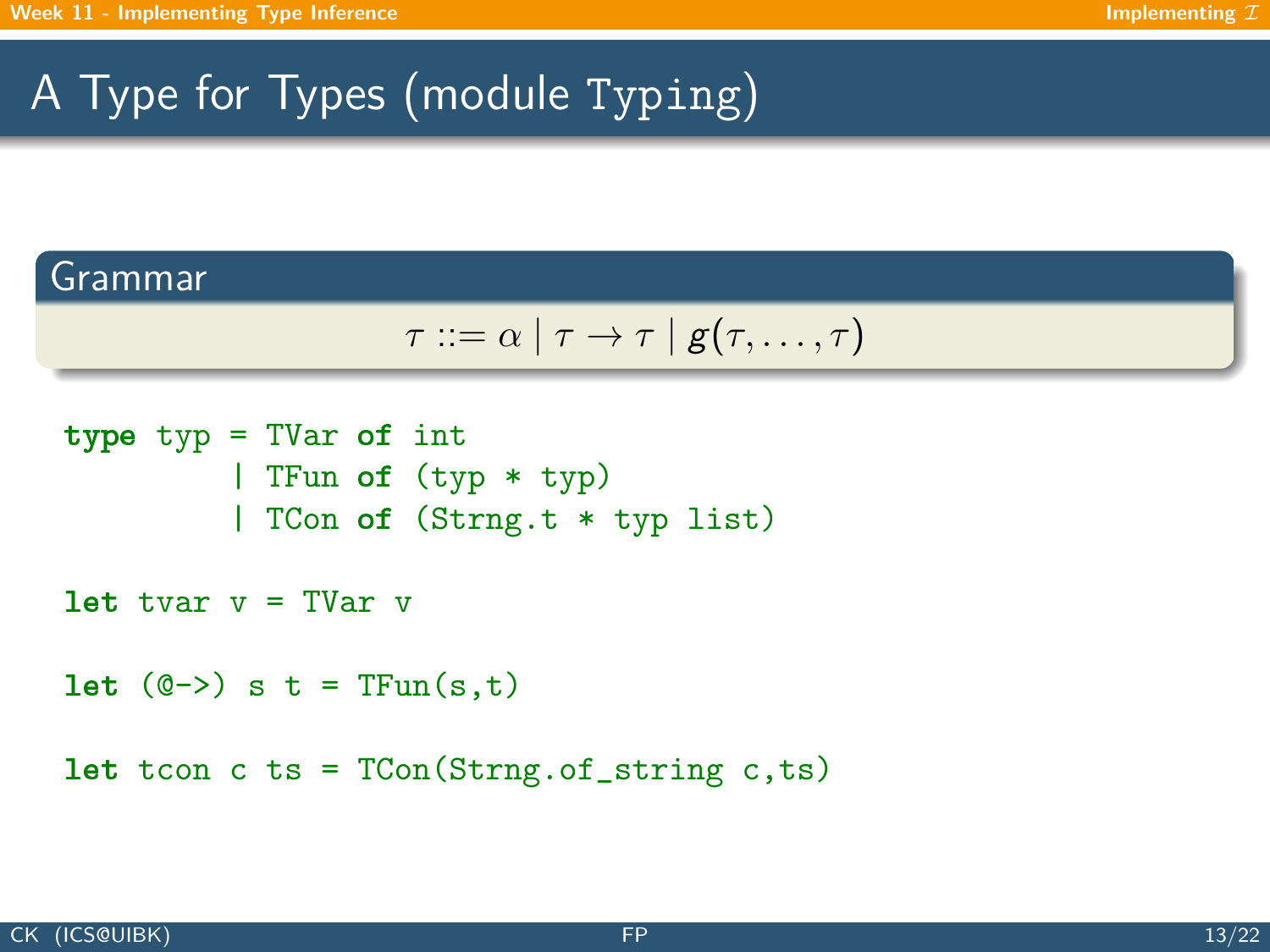# A Type for Types (module Typing)

## Grammar

$$\tau ::= \alpha \mid \tau \to \tau \mid g(\tau, \ldots, \tau)$$

```
type typ = TVar of int
         | TFun of (typ * typ)
         | TCon of (Strng.t * typ list)

let tvar v = TVar v

let (@->) s t = TFun(s,t)

let tcon c ts = TCon(Strng.of_string c,ts)
```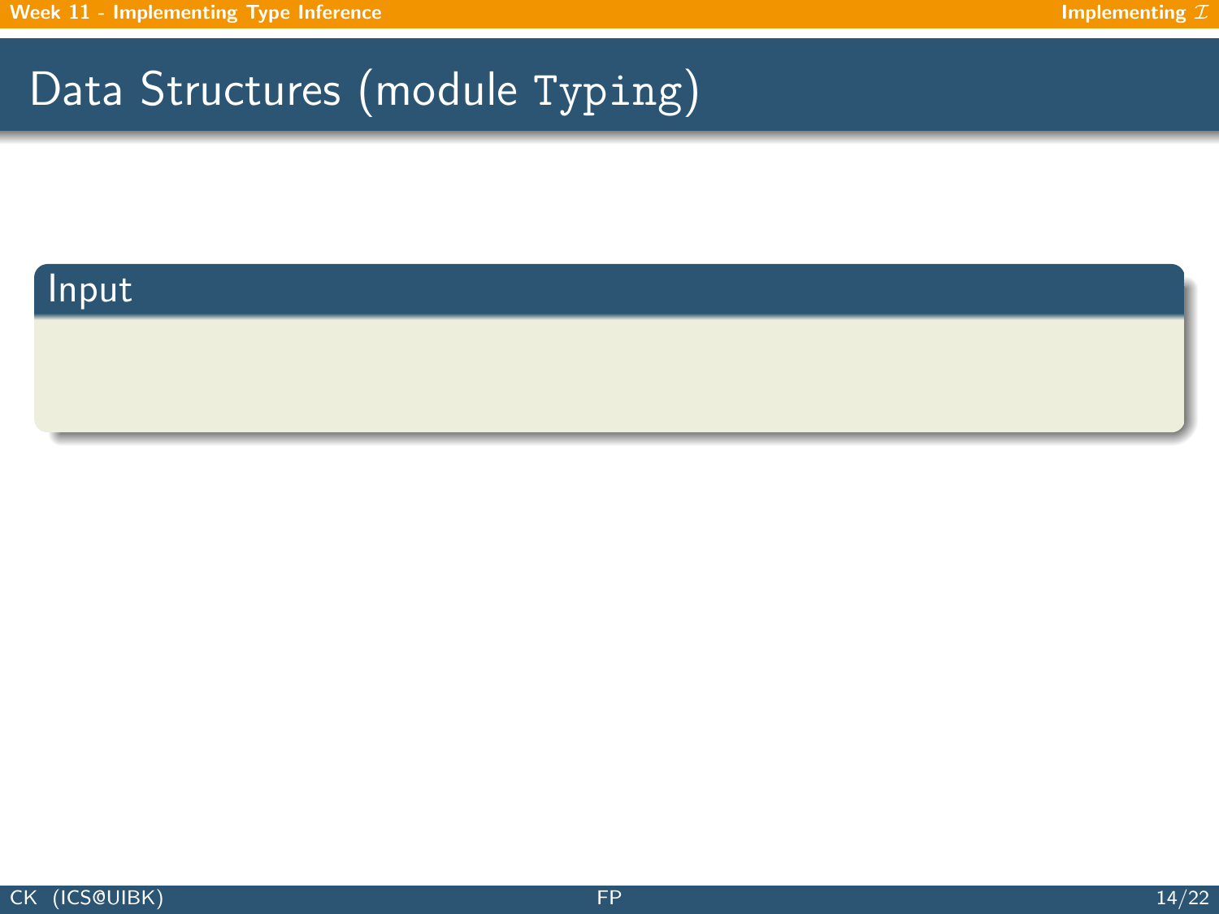# Data Structures (module `Typing`)

## Input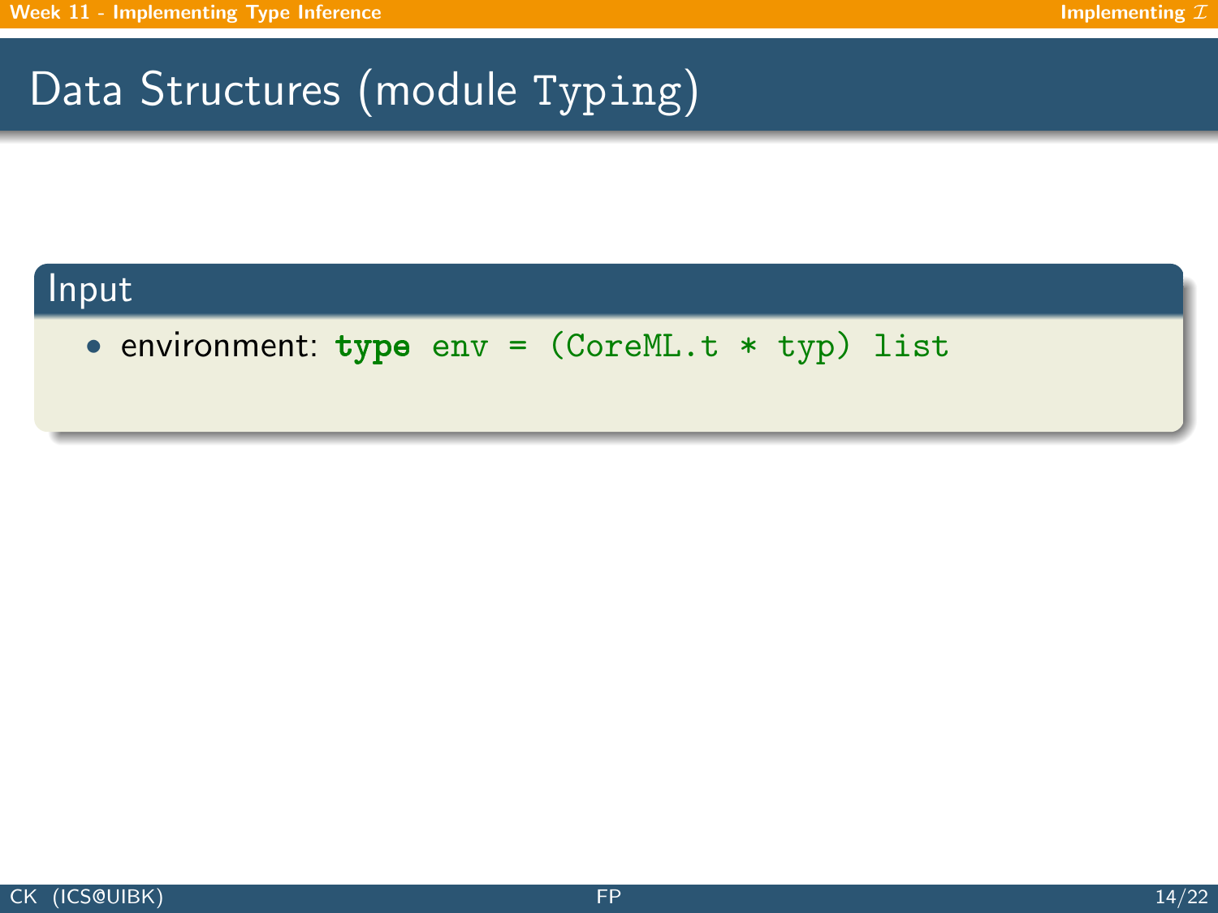# Data Structures (module Typing)

## Input

- environment: `type env = (CoreML.t * typ) list`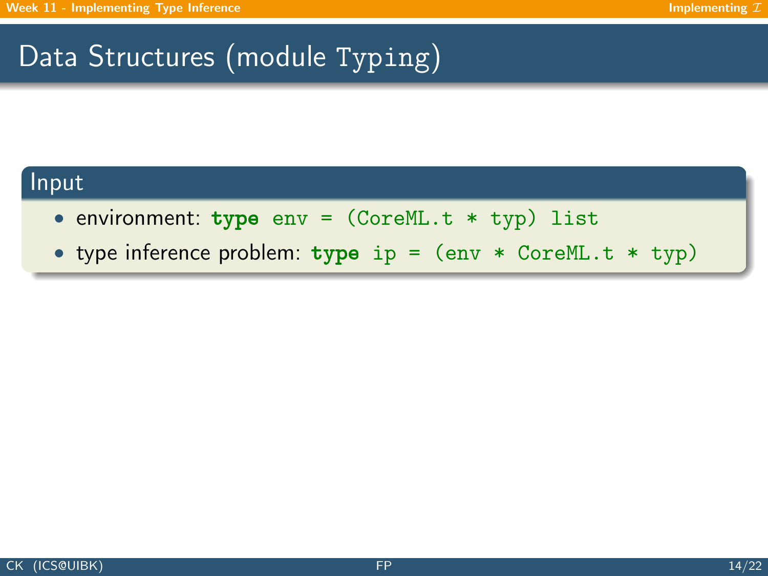# Data Structures (module Typing)

## Input

- environment: `type env = (CoreML.t * typ) list`
- type inference problem: `type ip = (env * CoreML.t * typ)`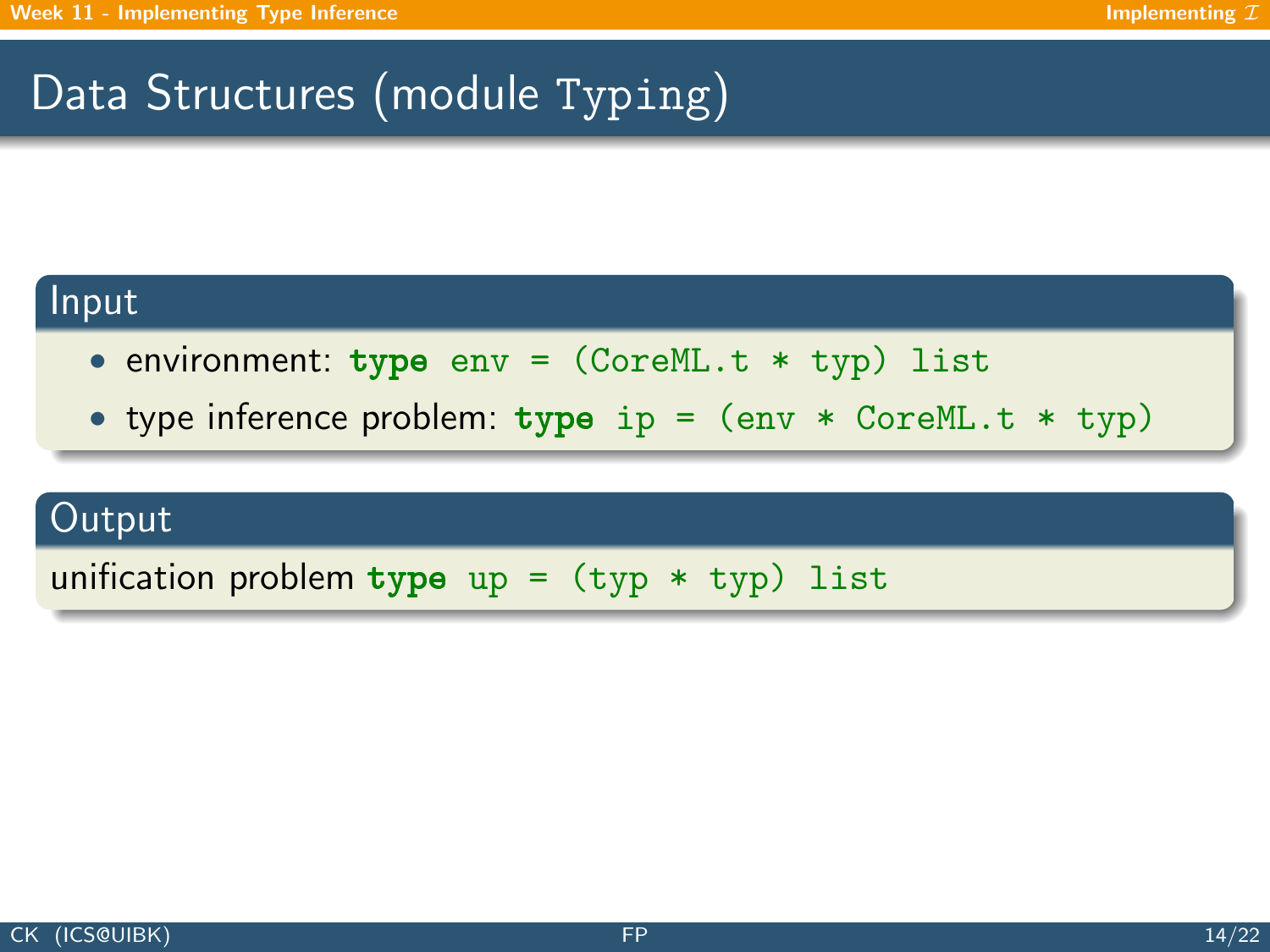# Data Structures (module Typing)

## Input

- environment: `type env = (CoreML.t * typ) list`
- type inference problem: `type ip = (env * CoreML.t * typ)`

## Output

unification problem `type up = (typ * typ) list`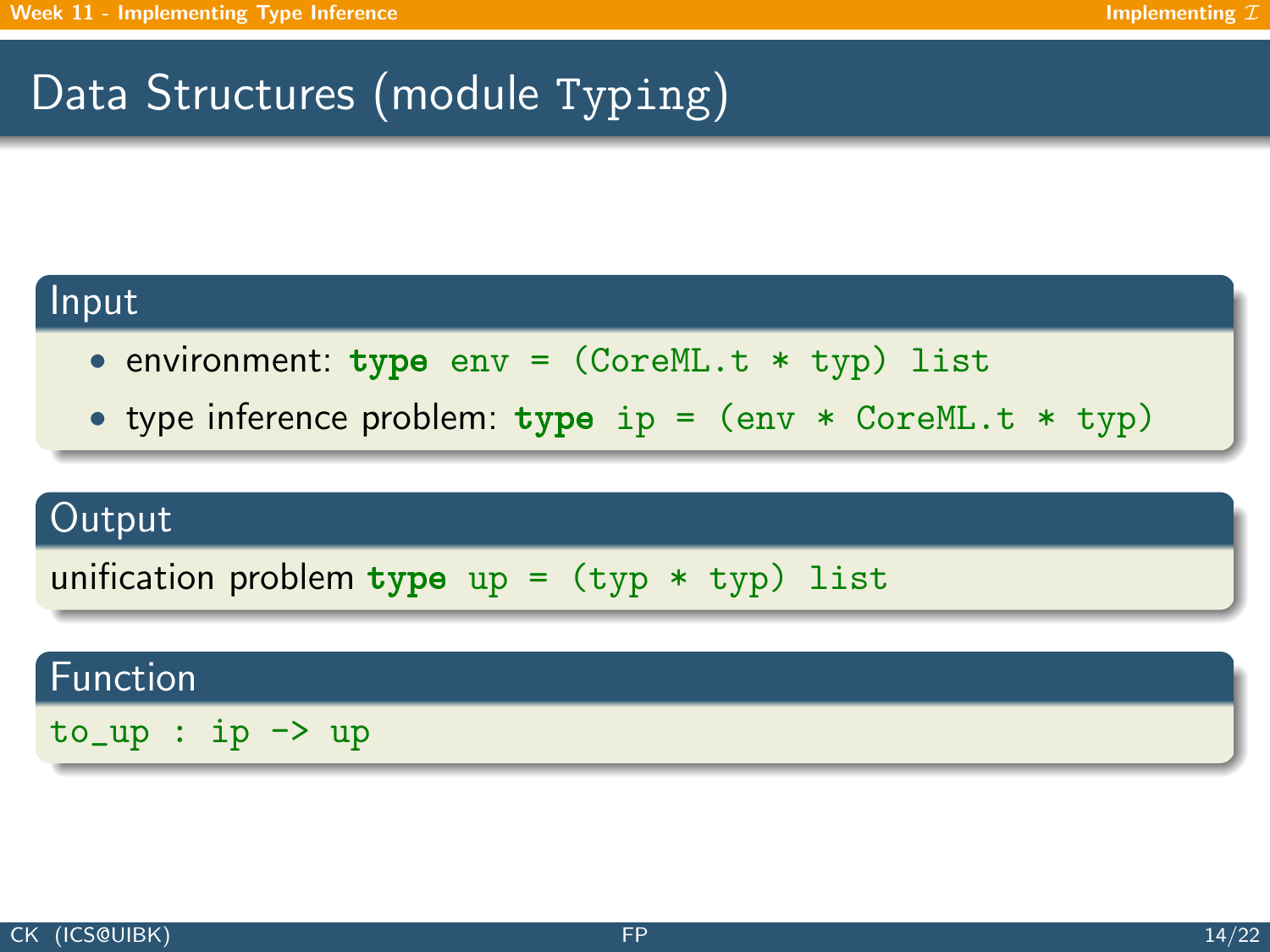# Data Structures (module Typing)

### Input

- environment: `type env = (CoreML.t * typ) list`
- type inference problem: `type ip = (env * CoreML.t * typ)`

### Output

unification problem `type up = (typ * typ) list`

### Function

```
to_up : ip -> up
```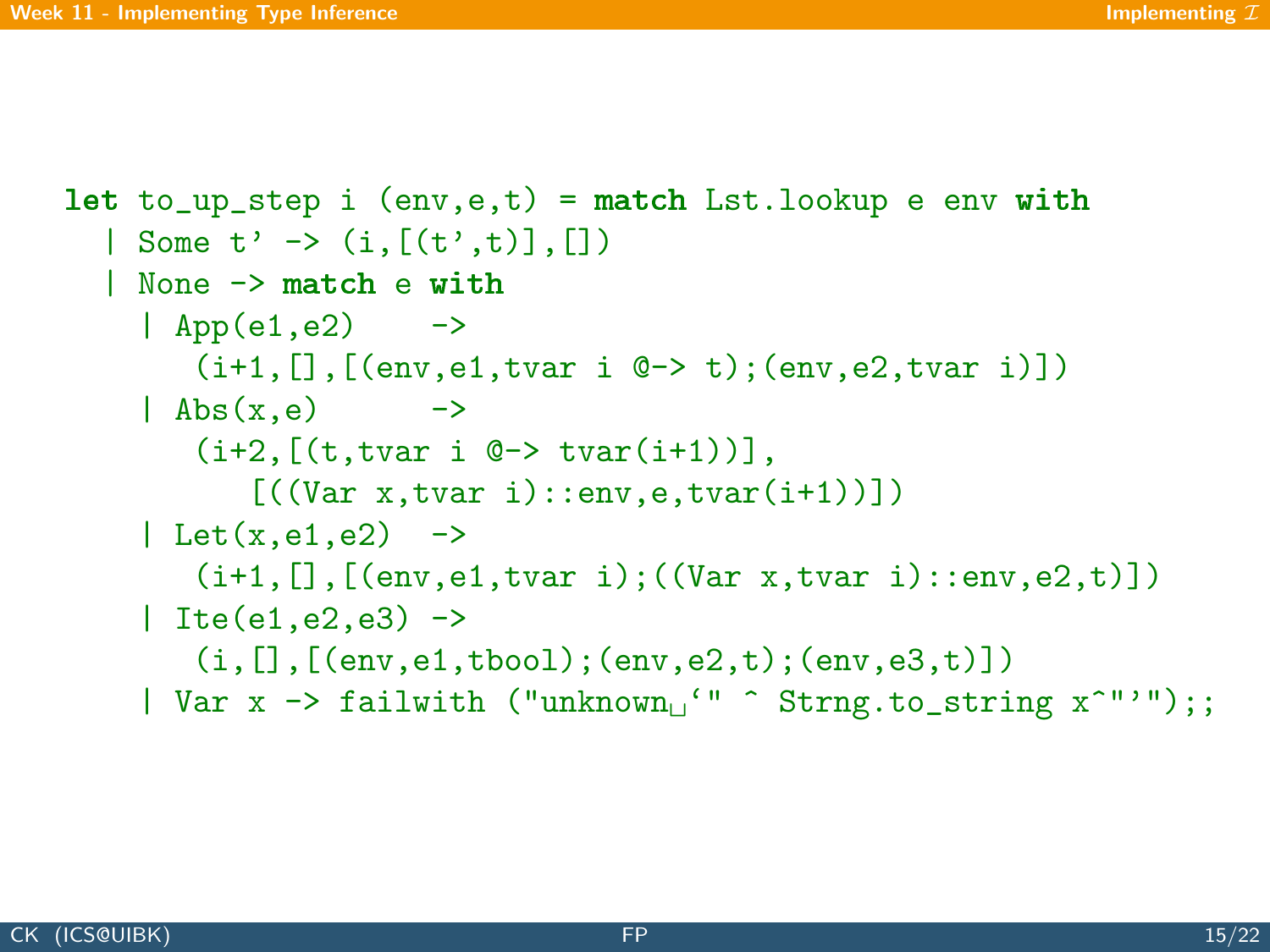```
let to_up_step i (env,e,t) = match Lst.lookup e env with
  | Some t' -> (i,[(t',t)],[])
  | None -> match e with
    | App(e1,e2)    ->
       (i+1,[],[(env,e1,tvar i @-> t);(env,e2,tvar i)])
    | Abs(x,e)      ->
       (i+2,[(t,tvar i @-> tvar(i+1))],
          [((Var x,tvar i)::env,e,tvar(i+1))])
    | Let(x,e1,e2)  ->
       (i+1,[],[(env,e1,tvar i);((Var x,tvar i)::env,e2,t)])
    | Ite(e1,e2,e3) ->
       (i,[],[(env,e1,tbool);(env,e2,t);(env,e3,t)])
    | Var x -> failwith ("unknown `" ^ Strng.to_string x^"'");;
```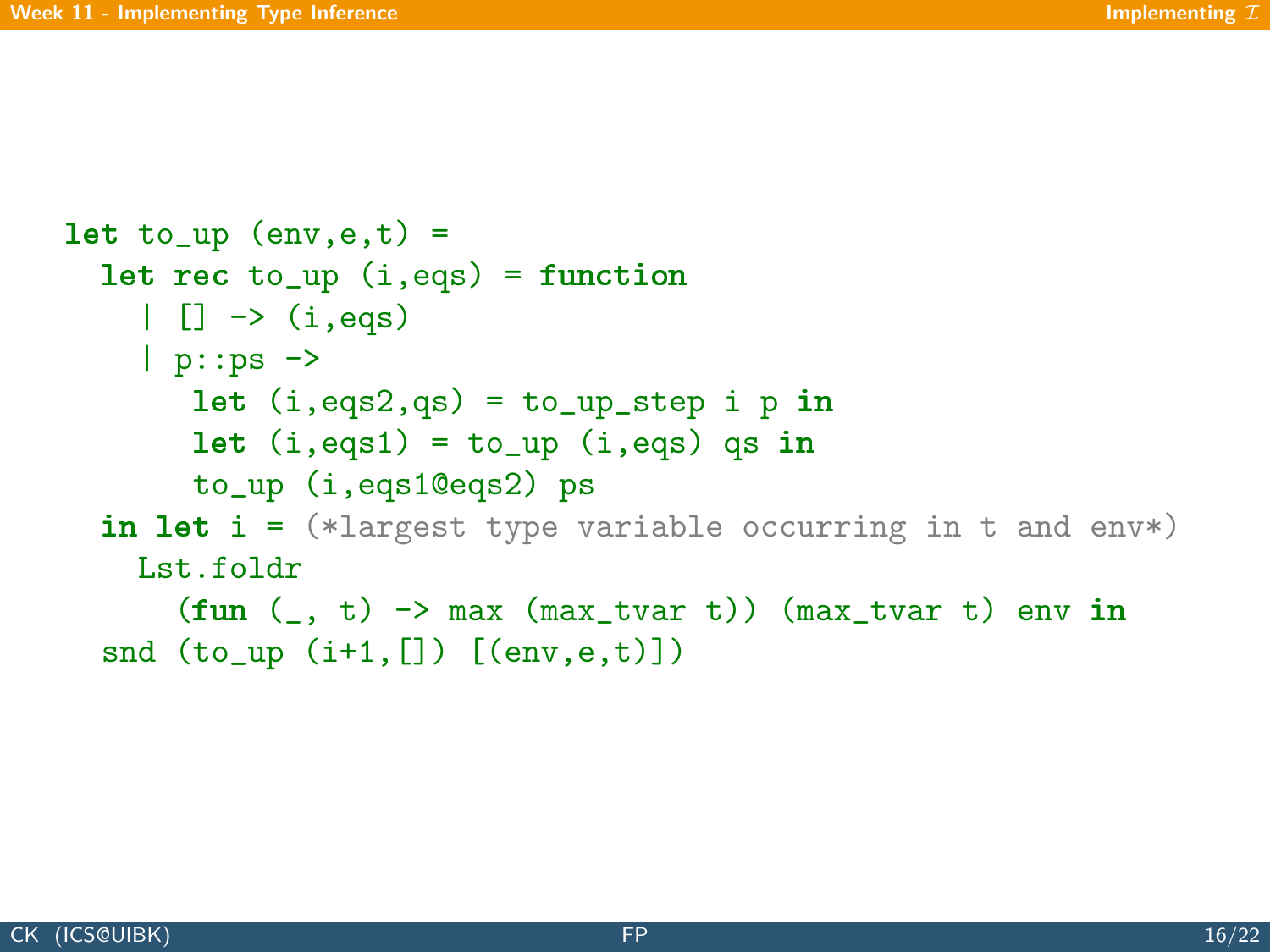```
let to_up (env,e,t) =
  let rec to_up (i,eqs) = function
    | [] -> (i,eqs)
    | p::ps ->
       let (i,eqs2,qs) = to_up_step i p in
       let (i,eqs1) = to_up (i,eqs) qs in
       to_up (i,eqs1@eqs2) ps
  in let i = (*largest type variable occurring in t and env*)
    Lst.foldr
      (fun (_, t) -> max (max_tvar t)) (max_tvar t) env in
  snd (to_up (i+1,[]) [(env,e,t)])
```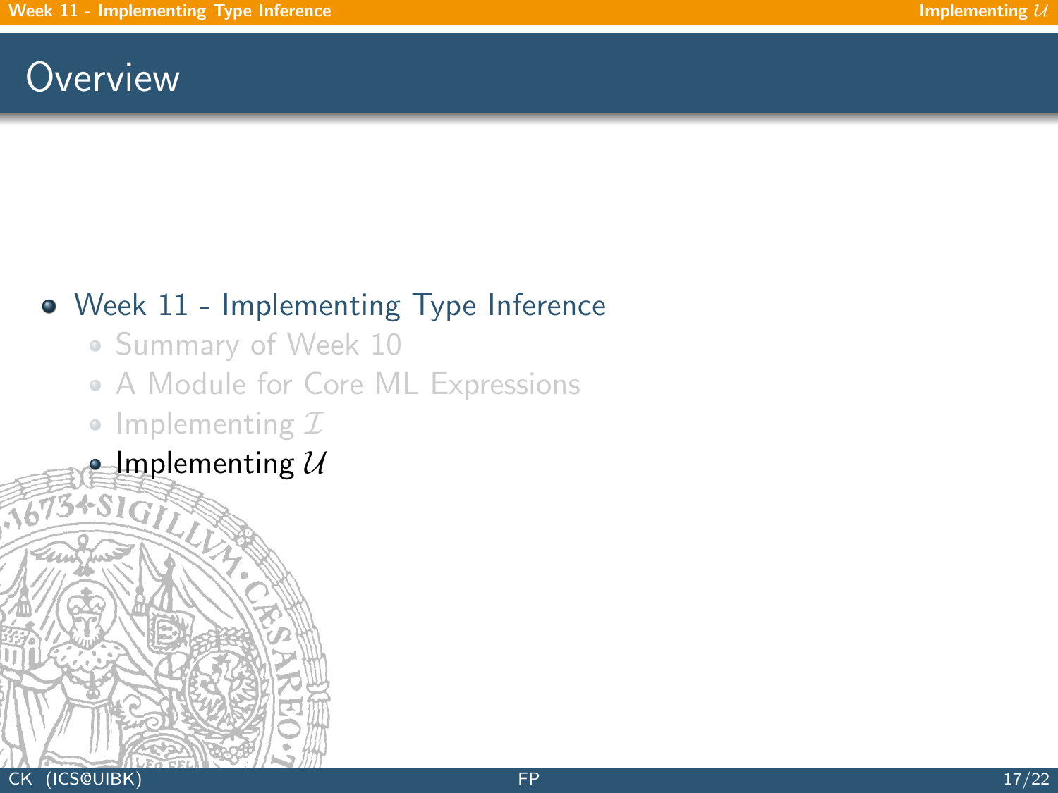# Overview

- Week 11 - Implementing Type Inference
  - Summary of Week 10
  - A Module for Core ML Expressions
  - Implementing $\mathcal{I}$
  - Implementing $\mathcal{U}$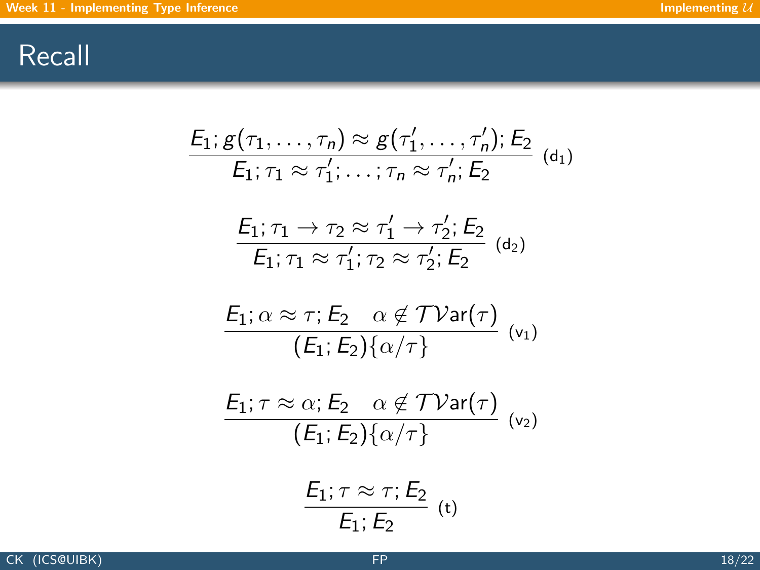# Recall

$$\frac{E_1; g(\tau_1, \ldots, \tau_n) \approx g(\tau_1', \ldots, \tau_n'); E_2}{E_1; \tau_1 \approx \tau_1'; \ldots; \tau_n \approx \tau_n'; E_2} \ (\mathsf{d}_1)$$

$$\frac{E_1; \tau_1 \to \tau_2 \approx \tau_1' \to \tau_2'; E_2}{E_1; \tau_1 \approx \tau_1'; \tau_2 \approx \tau_2'; E_2} \ (\mathsf{d}_2)$$

$$\frac{E_1; \alpha \approx \tau; E_2 \quad \alpha \notin \mathcal{TV}\mathsf{ar}(\tau)}{(E_1; E_2)\{\alpha/\tau\}} \ (\mathsf{v}_1)$$

$$\frac{E_1; \tau \approx \alpha; E_2 \quad \alpha \notin \mathcal{TV}\mathsf{ar}(\tau)}{(E_1; E_2)\{\alpha/\tau\}} \ (\mathsf{v}_2)$$

$$\frac{E_1; \tau \approx \tau; E_2}{E_1; E_2} \ (\mathsf{t})$$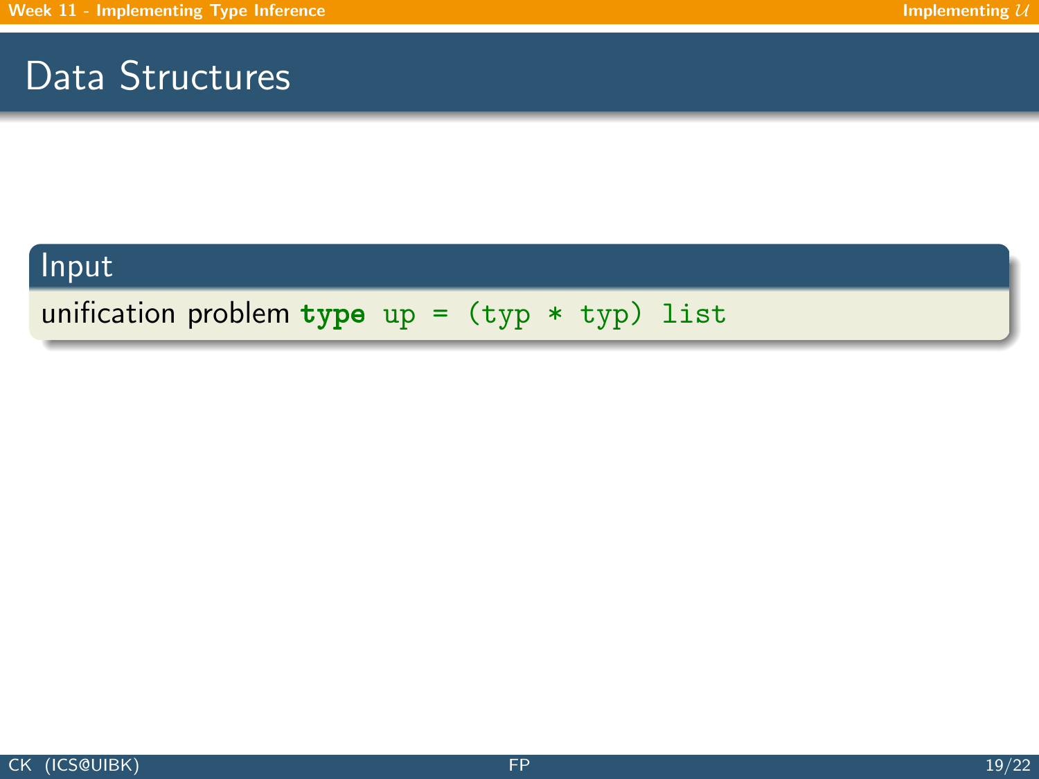# Data Structures

### Input

unification problem `type up = (typ * typ) list`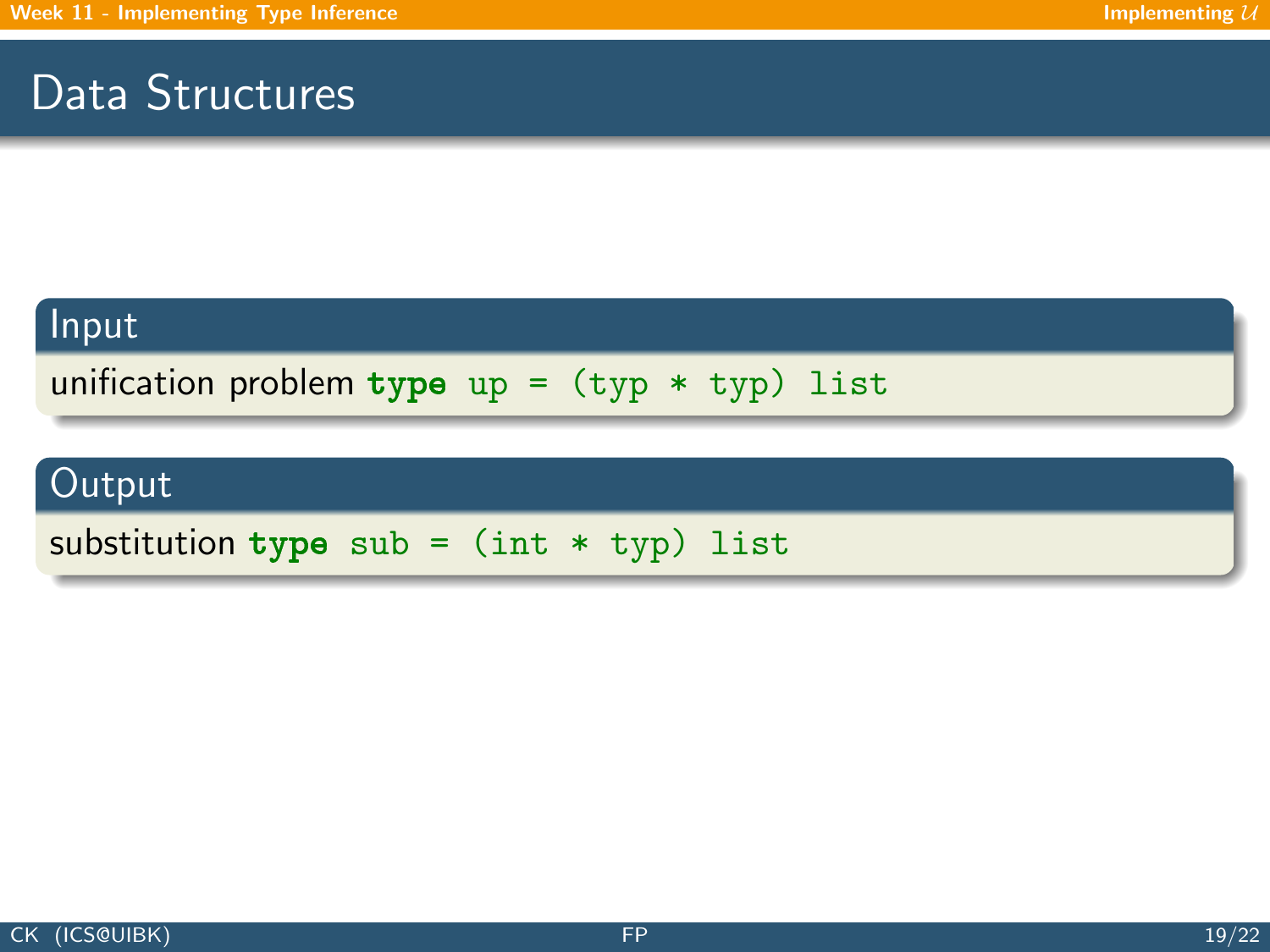# Data Structures

### Input

unification problem `type up = (typ * typ) list`

### Output

substitution `type sub = (int * typ) list`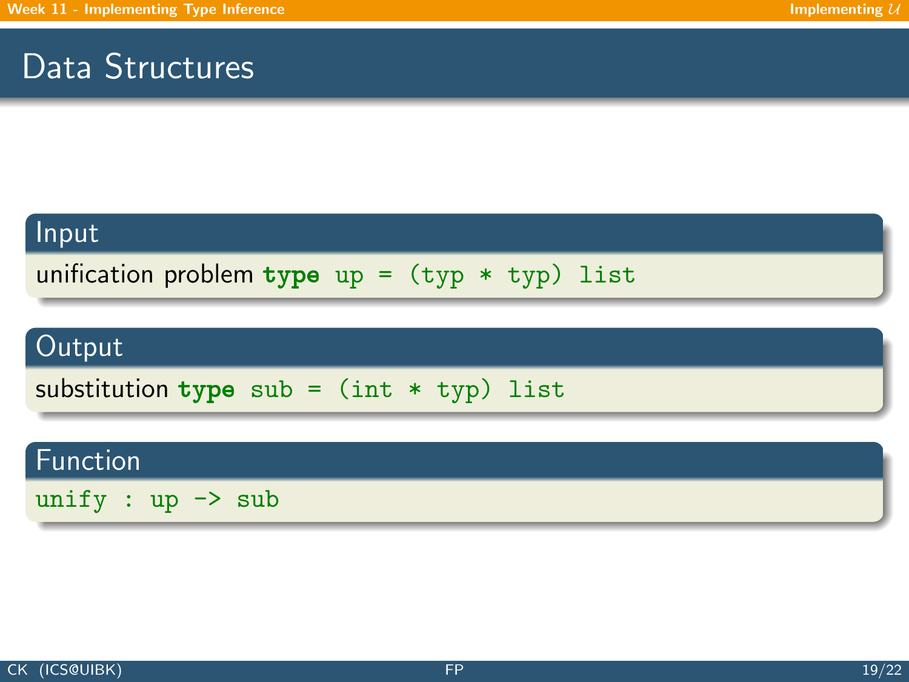# Data Structures

### Input

unification problem `type up = (typ * typ) list`

### Output

substitution `type sub = (int * typ) list`

### Function

```
unify : up -> sub
```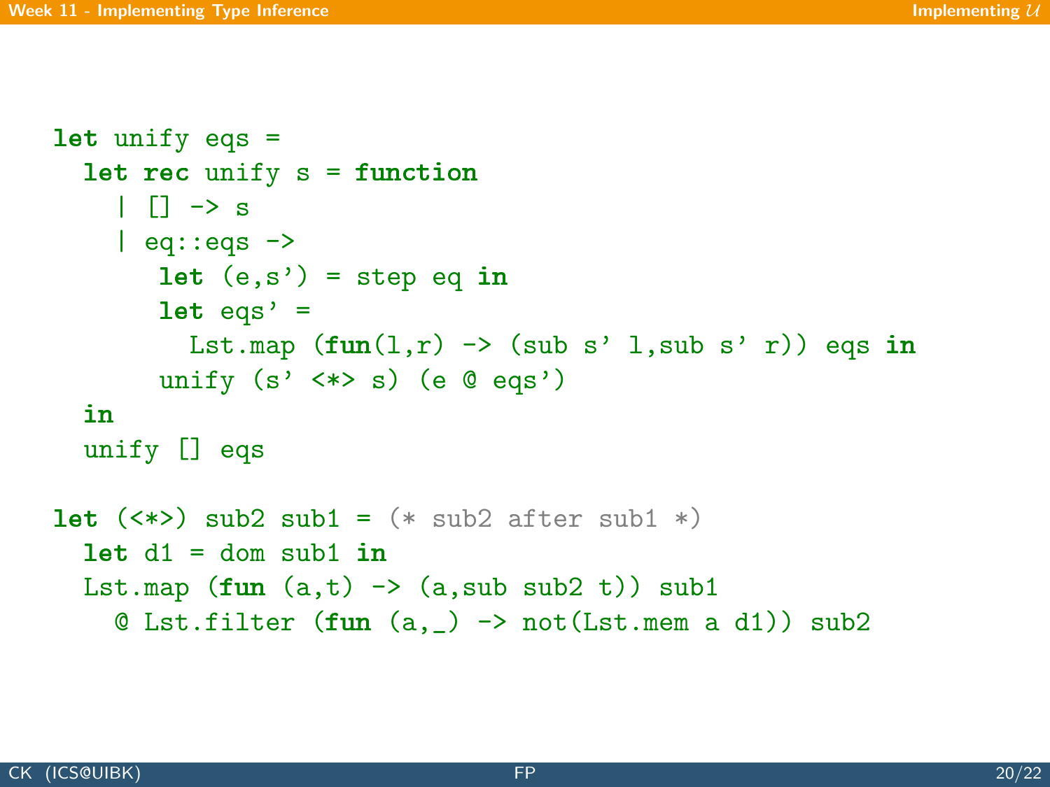```
let unify eqs =
  let rec unify s = function
    | [] -> s
    | eq::eqs ->
       let (e,s') = step eq in
       let eqs' =
         Lst.map (fun(l,r) -> (sub s' l,sub s' r)) eqs in
       unify (s' <*> s) (e @ eqs')
  in
  unify [] eqs

let (<*>) sub2 sub1 = (* sub2 after sub1 *)
  let d1 = dom sub1 in
  Lst.map (fun (a,t) -> (a,sub sub2 t)) sub1
    @ Lst.filter (fun (a,_) -> not(Lst.mem a d1)) sub2
```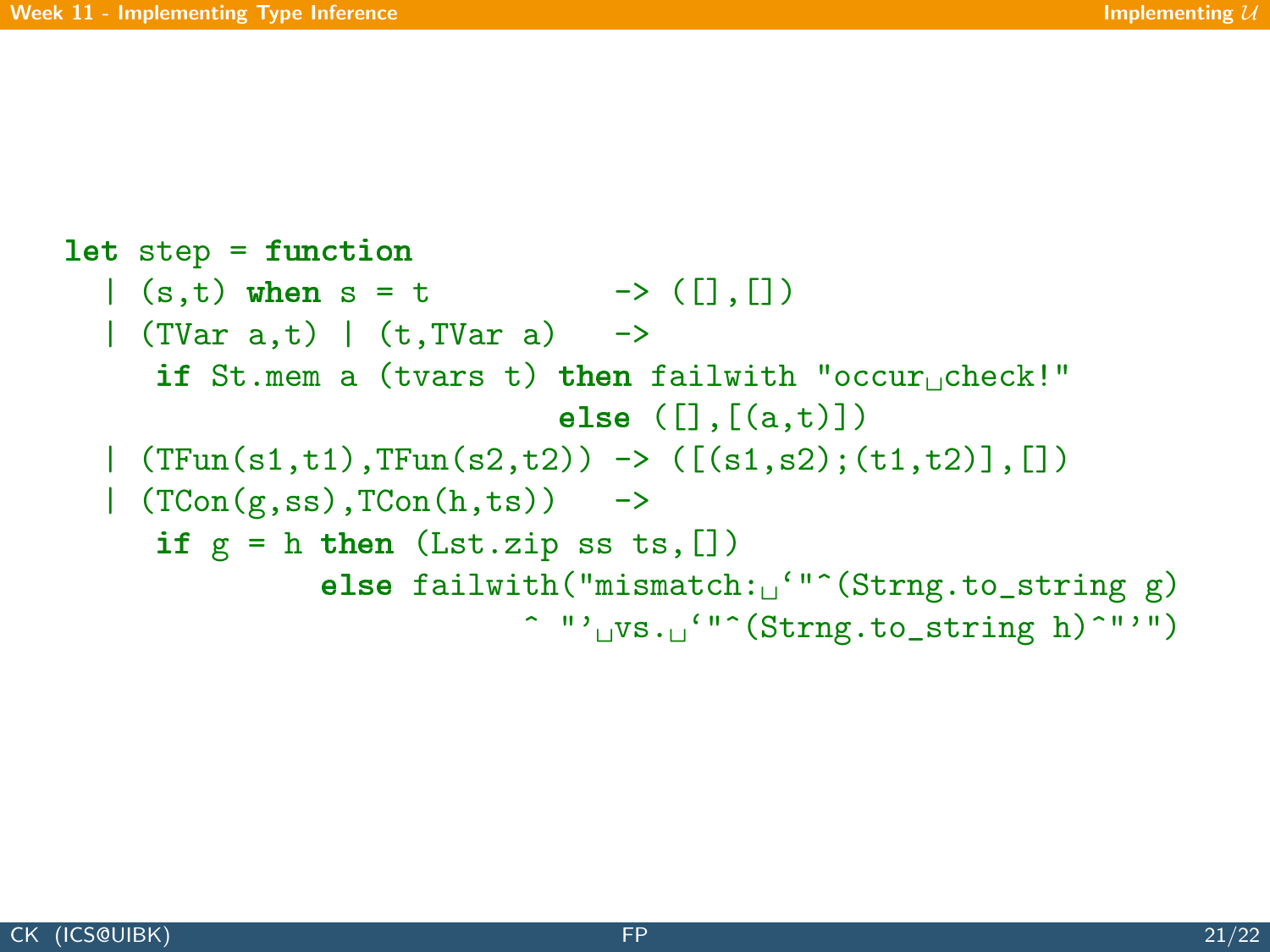```
let step = function
  | (s,t) when s = t          -> ([],[])
  | (TVar a,t) | (t,TVar a)   ->
     if St.mem a (tvars t) then failwith "occur check!"
                            else ([],[(a,t)])
  | (TFun(s1,t1),TFun(s2,t2)) -> ([(s1,s2);(t1,t2)],[])
  | (TCon(g,ss),TCon(h,ts))   ->
     if g = h then (Lst.zip ss ts,[])
            else failwith("mismatch: `"^(Strng.to_string g)
                          ^ "' vs. `"^(Strng.to_string h)^"'")
```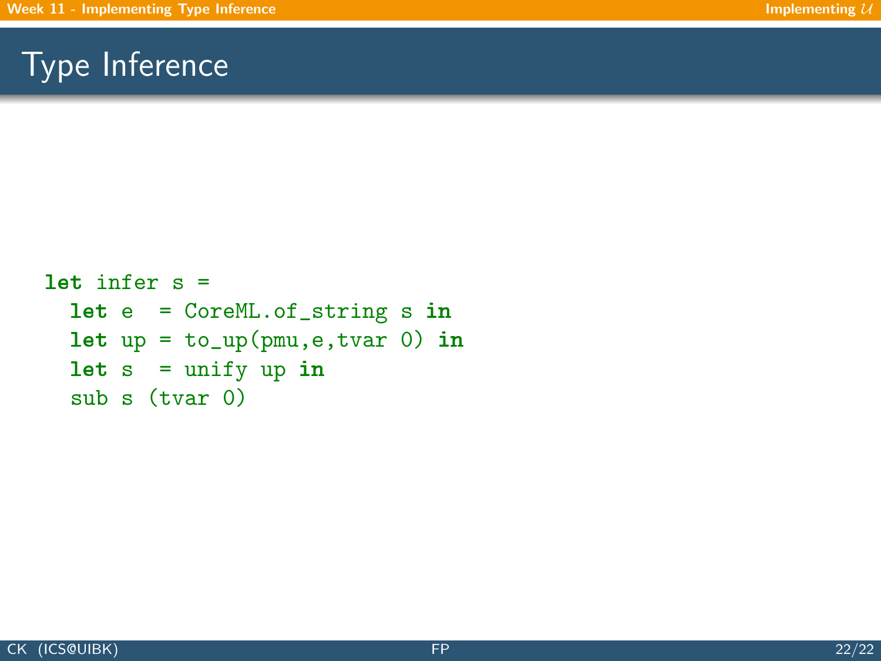# Type Inference

```
let infer s =
  let e  = CoreML.of_string s in
  let up = to_up(pmu,e,tvar 0) in
  let s  = unify up in
  sub s (tvar 0)
```